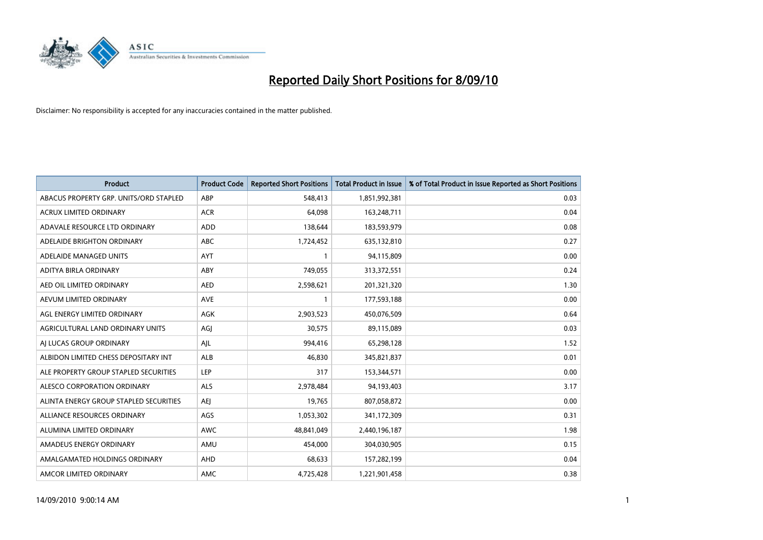# Reported Daily Short Positions for 8/09/10

Disclaimer: No responsibility is accepted for any inaccuracies contained in the matter published.

| Product | Product Code | Reported Short Positions | Total Product in Issue | % of Total Product in Issue Reported as Short Positions |
|---|---|---|---|---|
| ABACUS PROPERTY GRP. UNITS/ORD STAPLED | ABP | 548,413 | 1,851,992,381 | 0.03 |
| ACRUX LIMITED ORDINARY | ACR | 64,098 | 163,248,711 | 0.04 |
| ADAVALE RESOURCE LTD ORDINARY | ADD | 138,644 | 183,593,979 | 0.08 |
| ADELAIDE BRIGHTON ORDINARY | ABC | 1,724,452 | 635,132,810 | 0.27 |
| ADELAIDE MANAGED UNITS | AYT | 1 | 94,115,809 | 0.00 |
| ADITYA BIRLA ORDINARY | ABY | 749,055 | 313,372,551 | 0.24 |
| AED OIL LIMITED ORDINARY | AED | 2,598,621 | 201,321,320 | 1.30 |
| AEVUM LIMITED ORDINARY | AVE | 1 | 177,593,188 | 0.00 |
| AGL ENERGY LIMITED ORDINARY | AGK | 2,903,523 | 450,076,509 | 0.64 |
| AGRICULTURAL LAND ORDINARY UNITS | AGJ | 30,575 | 89,115,089 | 0.03 |
| AJ LUCAS GROUP ORDINARY | AJL | 994,416 | 65,298,128 | 1.52 |
| ALBIDON LIMITED CHESS DEPOSITARY INT | ALB | 46,830 | 345,821,837 | 0.01 |
| ALE PROPERTY GROUP STAPLED SECURITIES | LEP | 317 | 153,344,571 | 0.00 |
| ALESCO CORPORATION ORDINARY | ALS | 2,978,484 | 94,193,403 | 3.17 |
| ALINTA ENERGY GROUP STAPLED SECURITIES | AEJ | 19,765 | 807,058,872 | 0.00 |
| ALLIANCE RESOURCES ORDINARY | AGS | 1,053,302 | 341,172,309 | 0.31 |
| ALUMINA LIMITED ORDINARY | AWC | 48,841,049 | 2,440,196,187 | 1.98 |
| AMADEUS ENERGY ORDINARY | AMU | 454,000 | 304,030,905 | 0.15 |
| AMALGAMATED HOLDINGS ORDINARY | AHD | 68,633 | 157,282,199 | 0.04 |
| AMCOR LIMITED ORDINARY | AMC | 4,725,428 | 1,221,901,458 | 0.38 |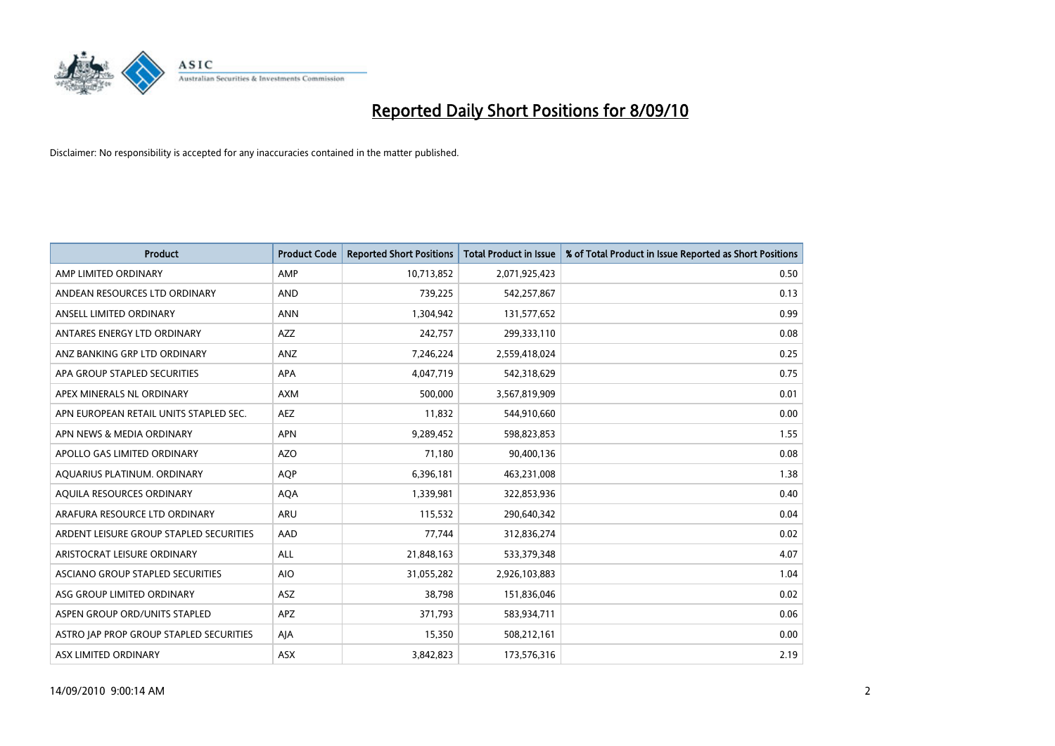# Reported Daily Short Positions for 8/09/10

Disclaimer: No responsibility is accepted for any inaccuracies contained in the matter published.

| Product | Product Code | Reported Short Positions | Total Product in Issue | % of Total Product in Issue Reported as Short Positions |
|---|---|---|---|---|
| AMP LIMITED ORDINARY | AMP | 10,713,852 | 2,071,925,423 | 0.50 |
| ANDEAN RESOURCES LTD ORDINARY | AND | 739,225 | 542,257,867 | 0.13 |
| ANSELL LIMITED ORDINARY | ANN | 1,304,942 | 131,577,652 | 0.99 |
| ANTARES ENERGY LTD ORDINARY | AZZ | 242,757 | 299,333,110 | 0.08 |
| ANZ BANKING GRP LTD ORDINARY | ANZ | 7,246,224 | 2,559,418,024 | 0.25 |
| APA GROUP STAPLED SECURITIES | APA | 4,047,719 | 542,318,629 | 0.75 |
| APEX MINERALS NL ORDINARY | AXM | 500,000 | 3,567,819,909 | 0.01 |
| APN EUROPEAN RETAIL UNITS STAPLED SEC. | AEZ | 11,832 | 544,910,660 | 0.00 |
| APN NEWS & MEDIA ORDINARY | APN | 9,289,452 | 598,823,853 | 1.55 |
| APOLLO GAS LIMITED ORDINARY | AZO | 71,180 | 90,400,136 | 0.08 |
| AQUARIUS PLATINUM. ORDINARY | AQP | 6,396,181 | 463,231,008 | 1.38 |
| AQUILA RESOURCES ORDINARY | AQA | 1,339,981 | 322,853,936 | 0.40 |
| ARAFURA RESOURCE LTD ORDINARY | ARU | 115,532 | 290,640,342 | 0.04 |
| ARDENT LEISURE GROUP STAPLED SECURITIES | AAD | 77,744 | 312,836,274 | 0.02 |
| ARISTOCRAT LEISURE ORDINARY | ALL | 21,848,163 | 533,379,348 | 4.07 |
| ASCIANO GROUP STAPLED SECURITIES | AIO | 31,055,282 | 2,926,103,883 | 1.04 |
| ASG GROUP LIMITED ORDINARY | ASZ | 38,798 | 151,836,046 | 0.02 |
| ASPEN GROUP ORD/UNITS STAPLED | APZ | 371,793 | 583,934,711 | 0.06 |
| ASTRO JAP PROP GROUP STAPLED SECURITIES | AJA | 15,350 | 508,212,161 | 0.00 |
| ASX LIMITED ORDINARY | ASX | 3,842,823 | 173,576,316 | 2.19 |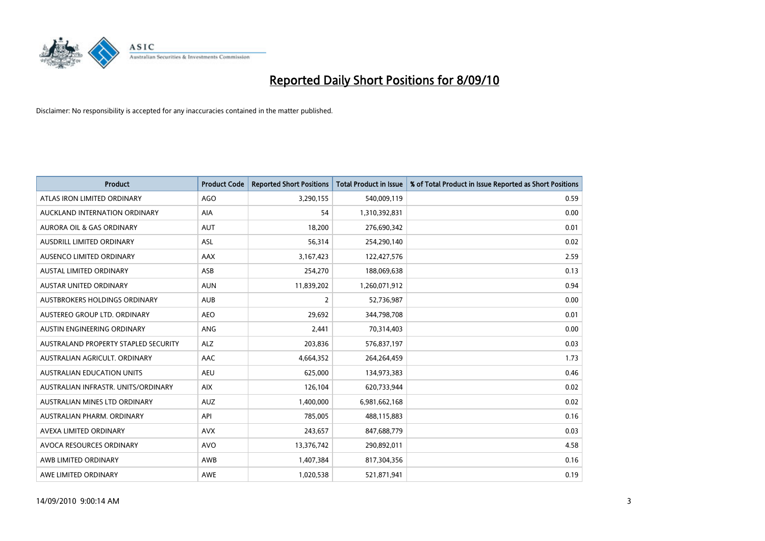# Reported Daily Short Positions for 8/09/10

Disclaimer: No responsibility is accepted for any inaccuracies contained in the matter published.

| Product | Product Code | Reported Short Positions | Total Product in Issue | % of Total Product in Issue Reported as Short Positions |
|---|---|---|---|---|
| ATLAS IRON LIMITED ORDINARY | AGO | 3,290,155 | 540,009,119 | 0.59 |
| AUCKLAND INTERNATION ORDINARY | AIA | 54 | 1,310,392,831 | 0.00 |
| AURORA OIL & GAS ORDINARY | AUT | 18,200 | 276,690,342 | 0.01 |
| AUSDRILL LIMITED ORDINARY | ASL | 56,314 | 254,290,140 | 0.02 |
| AUSENCO LIMITED ORDINARY | AAX | 3,167,423 | 122,427,576 | 2.59 |
| AUSTAL LIMITED ORDINARY | ASB | 254,270 | 188,069,638 | 0.13 |
| AUSTAR UNITED ORDINARY | AUN | 11,839,202 | 1,260,071,912 | 0.94 |
| AUSTBROKERS HOLDINGS ORDINARY | AUB | 2 | 52,736,987 | 0.00 |
| AUSTEREO GROUP LTD. ORDINARY | AEO | 29,692 | 344,798,708 | 0.01 |
| AUSTIN ENGINEERING ORDINARY | ANG | 2,441 | 70,314,403 | 0.00 |
| AUSTRALAND PROPERTY STAPLED SECURITY | ALZ | 203,836 | 576,837,197 | 0.03 |
| AUSTRALIAN AGRICULT. ORDINARY | AAC | 4,664,352 | 264,264,459 | 1.73 |
| AUSTRALIAN EDUCATION UNITS | AEU | 625,000 | 134,973,383 | 0.46 |
| AUSTRALIAN INFRASTR. UNITS/ORDINARY | AIX | 126,104 | 620,733,944 | 0.02 |
| AUSTRALIAN MINES LTD ORDINARY | AUZ | 1,400,000 | 6,981,662,168 | 0.02 |
| AUSTRALIAN PHARM. ORDINARY | API | 785,005 | 488,115,883 | 0.16 |
| AVEXA LIMITED ORDINARY | AVX | 243,657 | 847,688,779 | 0.03 |
| AVOCA RESOURCES ORDINARY | AVO | 13,376,742 | 290,892,011 | 4.58 |
| AWB LIMITED ORDINARY | AWB | 1,407,384 | 817,304,356 | 0.16 |
| AWE LIMITED ORDINARY | AWE | 1,020,538 | 521,871,941 | 0.19 |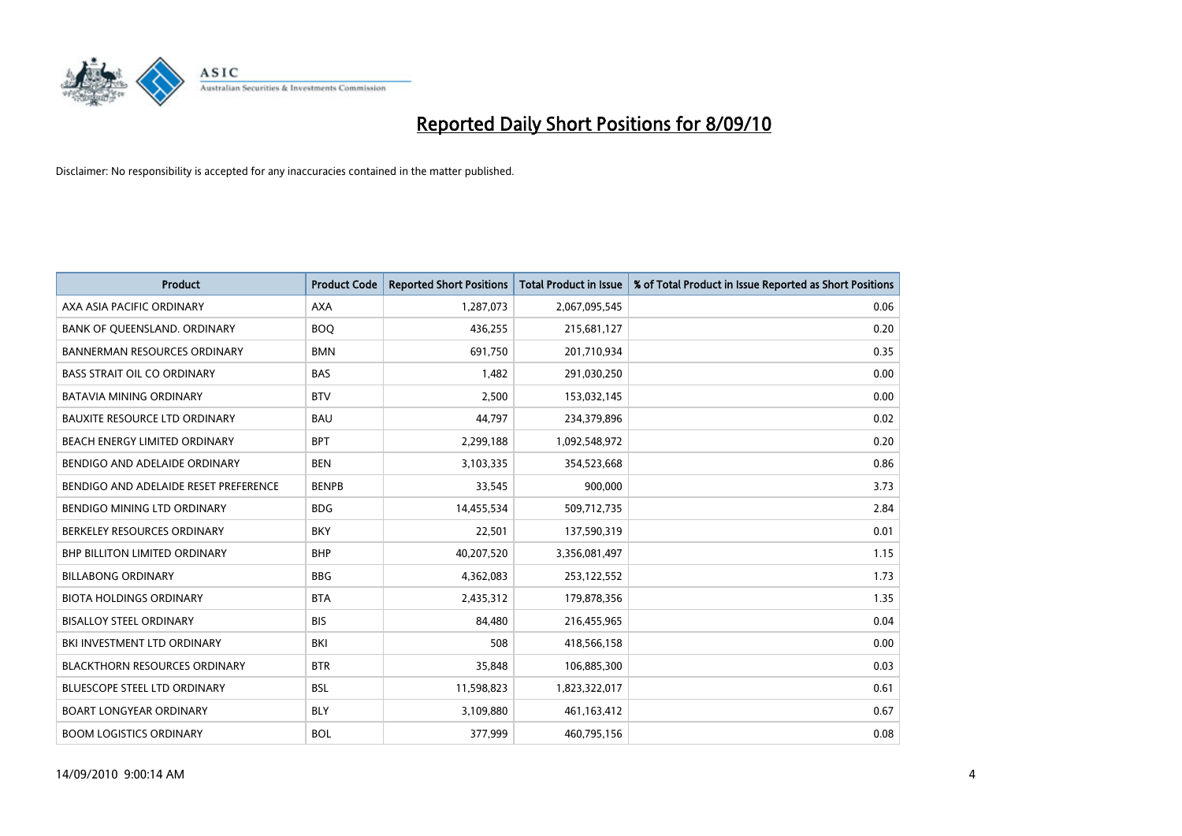# Reported Daily Short Positions for 8/09/10

Disclaimer: No responsibility is accepted for any inaccuracies contained in the matter published.

| Product | Product Code | Reported Short Positions | Total Product in Issue | % of Total Product in Issue Reported as Short Positions |
|---|---|---|---|---|
| AXA ASIA PACIFIC ORDINARY | AXA | 1,287,073 | 2,067,095,545 | 0.06 |
| BANK OF QUEENSLAND. ORDINARY | BOQ | 436,255 | 215,681,127 | 0.20 |
| BANNERMAN RESOURCES ORDINARY | BMN | 691,750 | 201,710,934 | 0.35 |
| BASS STRAIT OIL CO ORDINARY | BAS | 1,482 | 291,030,250 | 0.00 |
| BATAVIA MINING ORDINARY | BTV | 2,500 | 153,032,145 | 0.00 |
| BAUXITE RESOURCE LTD ORDINARY | BAU | 44,797 | 234,379,896 | 0.02 |
| BEACH ENERGY LIMITED ORDINARY | BPT | 2,299,188 | 1,092,548,972 | 0.20 |
| BENDIGO AND ADELAIDE ORDINARY | BEN | 3,103,335 | 354,523,668 | 0.86 |
| BENDIGO AND ADELAIDE RESET PREFERENCE | BENPB | 33,545 | 900,000 | 3.73 |
| BENDIGO MINING LTD ORDINARY | BDG | 14,455,534 | 509,712,735 | 2.84 |
| BERKELEY RESOURCES ORDINARY | BKY | 22,501 | 137,590,319 | 0.01 |
| BHP BILLITON LIMITED ORDINARY | BHP | 40,207,520 | 3,356,081,497 | 1.15 |
| BILLABONG ORDINARY | BBG | 4,362,083 | 253,122,552 | 1.73 |
| BIOTA HOLDINGS ORDINARY | BTA | 2,435,312 | 179,878,356 | 1.35 |
| BISALLOY STEEL ORDINARY | BIS | 84,480 | 216,455,965 | 0.04 |
| BKI INVESTMENT LTD ORDINARY | BKI | 508 | 418,566,158 | 0.00 |
| BLACKTHORN RESOURCES ORDINARY | BTR | 35,848 | 106,885,300 | 0.03 |
| BLUESCOPE STEEL LTD ORDINARY | BSL | 11,598,823 | 1,823,322,017 | 0.61 |
| BOART LONGYEAR ORDINARY | BLY | 3,109,880 | 461,163,412 | 0.67 |
| BOOM LOGISTICS ORDINARY | BOL | 377,999 | 460,795,156 | 0.08 |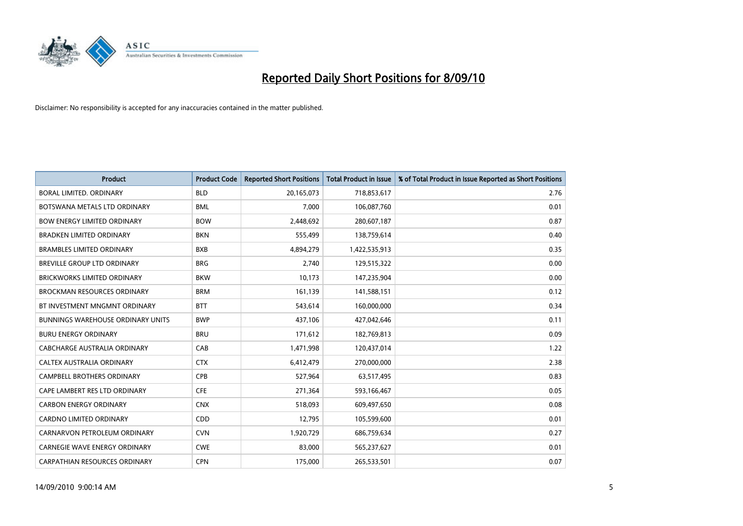# Reported Daily Short Positions for 8/09/10

Disclaimer: No responsibility is accepted for any inaccuracies contained in the matter published.

| Product | Product Code | Reported Short Positions | Total Product in Issue | % of Total Product in Issue Reported as Short Positions |
|---|---|---|---|---|
| BORAL LIMITED. ORDINARY | BLD | 20,165,073 | 718,853,617 | 2.76 |
| BOTSWANA METALS LTD ORDINARY | BML | 7,000 | 106,087,760 | 0.01 |
| BOW ENERGY LIMITED ORDINARY | BOW | 2,448,692 | 280,607,187 | 0.87 |
| BRADKEN LIMITED ORDINARY | BKN | 555,499 | 138,759,614 | 0.40 |
| BRAMBLES LIMITED ORDINARY | BXB | 4,894,279 | 1,422,535,913 | 0.35 |
| BREVILLE GROUP LTD ORDINARY | BRG | 2,740 | 129,515,322 | 0.00 |
| BRICKWORKS LIMITED ORDINARY | BKW | 10,173 | 147,235,904 | 0.00 |
| BROCKMAN RESOURCES ORDINARY | BRM | 161,139 | 141,588,151 | 0.12 |
| BT INVESTMENT MNGMNT ORDINARY | BTT | 543,614 | 160,000,000 | 0.34 |
| BUNNINGS WAREHOUSE ORDINARY UNITS | BWP | 437,106 | 427,042,646 | 0.11 |
| BURU ENERGY ORDINARY | BRU | 171,612 | 182,769,813 | 0.09 |
| CABCHARGE AUSTRALIA ORDINARY | CAB | 1,471,998 | 120,437,014 | 1.22 |
| CALTEX AUSTRALIA ORDINARY | CTX | 6,412,479 | 270,000,000 | 2.38 |
| CAMPBELL BROTHERS ORDINARY | CPB | 527,964 | 63,517,495 | 0.83 |
| CAPE LAMBERT RES LTD ORDINARY | CFE | 271,364 | 593,166,467 | 0.05 |
| CARBON ENERGY ORDINARY | CNX | 518,093 | 609,497,650 | 0.08 |
| CARDNO LIMITED ORDINARY | CDD | 12,795 | 105,599,600 | 0.01 |
| CARNARVON PETROLEUM ORDINARY | CVN | 1,920,729 | 686,759,634 | 0.27 |
| CARNEGIE WAVE ENERGY ORDINARY | CWE | 83,000 | 565,237,627 | 0.01 |
| CARPATHIAN RESOURCES ORDINARY | CPN | 175,000 | 265,533,501 | 0.07 |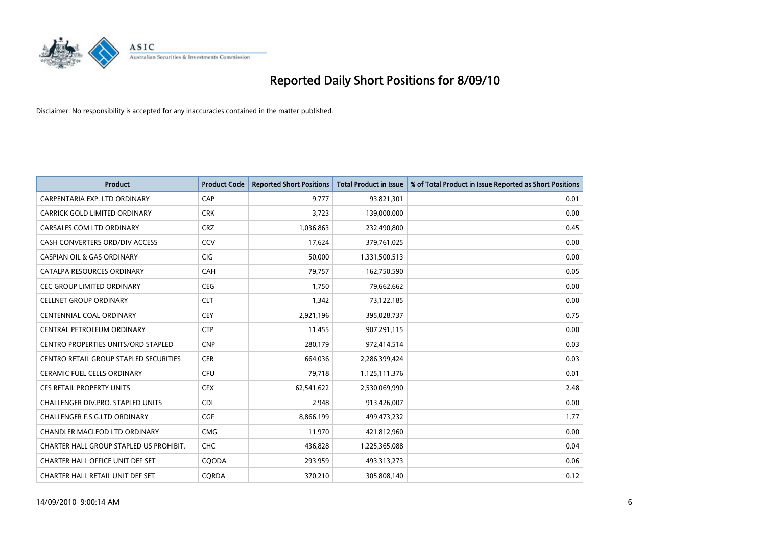# Reported Daily Short Positions for 8/09/10

Disclaimer: No responsibility is accepted for any inaccuracies contained in the matter published.

| Product | Product Code | Reported Short Positions | Total Product in Issue | % of Total Product in Issue Reported as Short Positions |
|---|---|---|---|---|
| CARPENTARIA EXP. LTD ORDINARY | CAP | 9,777 | 93,821,301 | 0.01 |
| CARRICK GOLD LIMITED ORDINARY | CRK | 3,723 | 139,000,000 | 0.00 |
| CARSALES.COM LTD ORDINARY | CRZ | 1,036,863 | 232,490,800 | 0.45 |
| CASH CONVERTERS ORD/DIV ACCESS | CCV | 17,624 | 379,761,025 | 0.00 |
| CASPIAN OIL & GAS ORDINARY | CIG | 50,000 | 1,331,500,513 | 0.00 |
| CATALPA RESOURCES ORDINARY | CAH | 79,757 | 162,750,590 | 0.05 |
| CEC GROUP LIMITED ORDINARY | CEG | 1,750 | 79,662,662 | 0.00 |
| CELLNET GROUP ORDINARY | CLT | 1,342 | 73,122,185 | 0.00 |
| CENTENNIAL COAL ORDINARY | CEY | 2,921,196 | 395,028,737 | 0.75 |
| CENTRAL PETROLEUM ORDINARY | CTP | 11,455 | 907,291,115 | 0.00 |
| CENTRO PROPERTIES UNITS/ORD STAPLED | CNP | 280,179 | 972,414,514 | 0.03 |
| CENTRO RETAIL GROUP STAPLED SECURITIES | CER | 664,036 | 2,286,399,424 | 0.03 |
| CERAMIC FUEL CELLS ORDINARY | CFU | 79,718 | 1,125,111,376 | 0.01 |
| CFS RETAIL PROPERTY UNITS | CFX | 62,541,622 | 2,530,069,990 | 2.48 |
| CHALLENGER DIV.PRO. STAPLED UNITS | CDI | 2,948 | 913,426,007 | 0.00 |
| CHALLENGER F.S.G.LTD ORDINARY | CGF | 8,866,199 | 499,473,232 | 1.77 |
| CHANDLER MACLEOD LTD ORDINARY | CMG | 11,970 | 421,812,960 | 0.00 |
| CHARTER HALL GROUP STAPLED US PROHIBIT. | CHC | 436,828 | 1,225,365,088 | 0.04 |
| CHARTER HALL OFFICE UNIT DEF SET | CQODA | 293,959 | 493,313,273 | 0.06 |
| CHARTER HALL RETAIL UNIT DEF SET | CQRDA | 370,210 | 305,808,140 | 0.12 |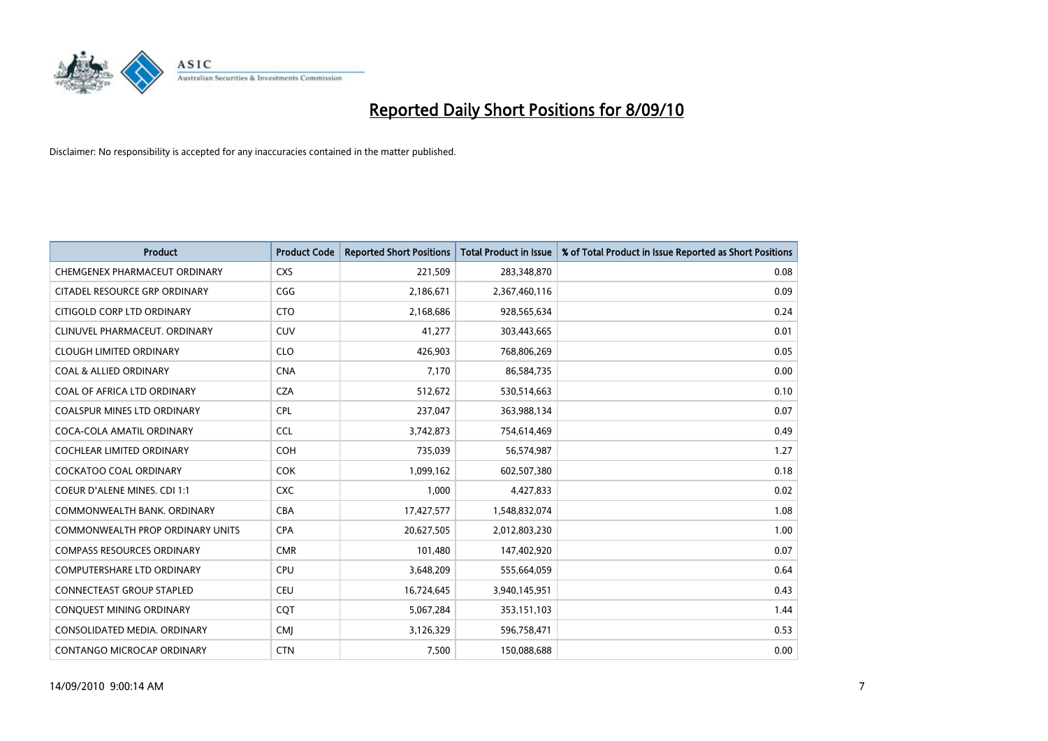# Reported Daily Short Positions for 8/09/10

Disclaimer: No responsibility is accepted for any inaccuracies contained in the matter published.

| Product | Product Code | Reported Short Positions | Total Product in Issue | % of Total Product in Issue Reported as Short Positions |
|---|---|---|---|---|
| CHEMGENEX PHARMACEUT ORDINARY | CXS | 221,509 | 283,348,870 | 0.08 |
| CITADEL RESOURCE GRP ORDINARY | CGG | 2,186,671 | 2,367,460,116 | 0.09 |
| CITIGOLD CORP LTD ORDINARY | CTO | 2,168,686 | 928,565,634 | 0.24 |
| CLINUVEL PHARMACEUT. ORDINARY | CUV | 41,277 | 303,443,665 | 0.01 |
| CLOUGH LIMITED ORDINARY | CLO | 426,903 | 768,806,269 | 0.05 |
| COAL & ALLIED ORDINARY | CNA | 7,170 | 86,584,735 | 0.00 |
| COAL OF AFRICA LTD ORDINARY | CZA | 512,672 | 530,514,663 | 0.10 |
| COALSPUR MINES LTD ORDINARY | CPL | 237,047 | 363,988,134 | 0.07 |
| COCA-COLA AMATIL ORDINARY | CCL | 3,742,873 | 754,614,469 | 0.49 |
| COCHLEAR LIMITED ORDINARY | COH | 735,039 | 56,574,987 | 1.27 |
| COCKATOO COAL ORDINARY | COK | 1,099,162 | 602,507,380 | 0.18 |
| COEUR D'ALENE MINES. CDI 1:1 | CXC | 1,000 | 4,427,833 | 0.02 |
| COMMONWEALTH BANK. ORDINARY | CBA | 17,427,577 | 1,548,832,074 | 1.08 |
| COMMONWEALTH PROP ORDINARY UNITS | CPA | 20,627,505 | 2,012,803,230 | 1.00 |
| COMPASS RESOURCES ORDINARY | CMR | 101,480 | 147,402,920 | 0.07 |
| COMPUTERSHARE LTD ORDINARY | CPU | 3,648,209 | 555,664,059 | 0.64 |
| CONNECTEAST GROUP STAPLED | CEU | 16,724,645 | 3,940,145,951 | 0.43 |
| CONQUEST MINING ORDINARY | CQT | 5,067,284 | 353,151,103 | 1.44 |
| CONSOLIDATED MEDIA. ORDINARY | CMJ | 3,126,329 | 596,758,471 | 0.53 |
| CONTANGO MICROCAP ORDINARY | CTN | 7,500 | 150,088,688 | 0.00 |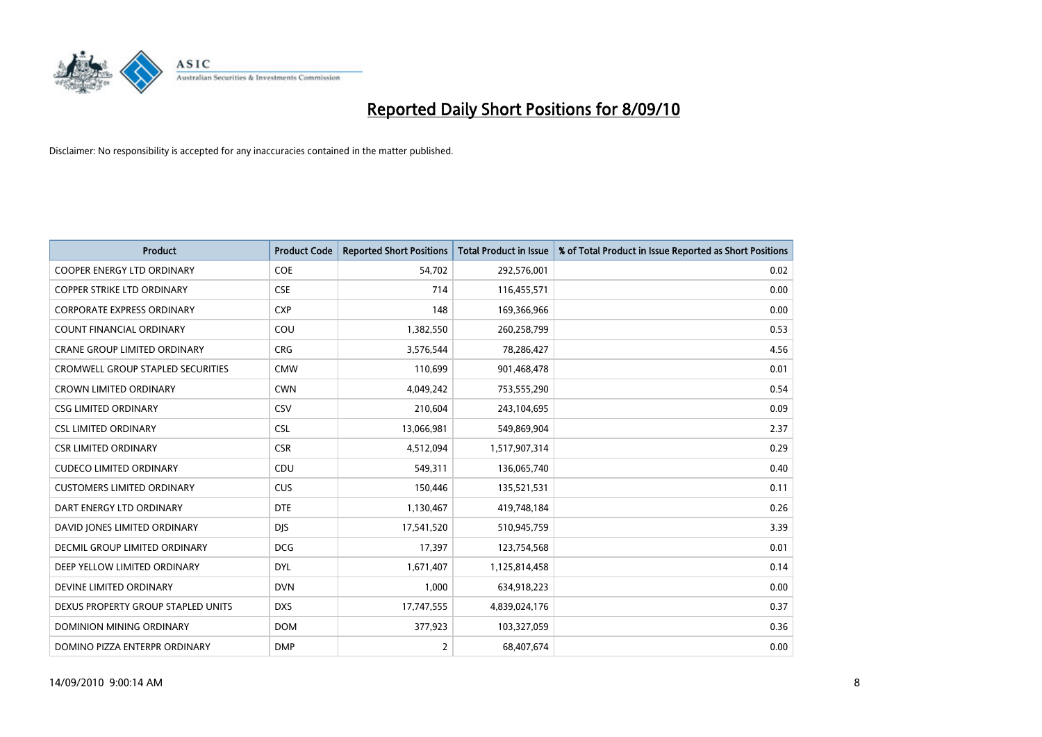# Reported Daily Short Positions for 8/09/10

Disclaimer: No responsibility is accepted for any inaccuracies contained in the matter published.

| Product | Product Code | Reported Short Positions | Total Product in Issue | % of Total Product in Issue Reported as Short Positions |
|---|---|---|---|---|
| COOPER ENERGY LTD ORDINARY | COE | 54,702 | 292,576,001 | 0.02 |
| COPPER STRIKE LTD ORDINARY | CSE | 714 | 116,455,571 | 0.00 |
| CORPORATE EXPRESS ORDINARY | CXP | 148 | 169,366,966 | 0.00 |
| COUNT FINANCIAL ORDINARY | COU | 1,382,550 | 260,258,799 | 0.53 |
| CRANE GROUP LIMITED ORDINARY | CRG | 3,576,544 | 78,286,427 | 4.56 |
| CROMWELL GROUP STAPLED SECURITIES | CMW | 110,699 | 901,468,478 | 0.01 |
| CROWN LIMITED ORDINARY | CWN | 4,049,242 | 753,555,290 | 0.54 |
| CSG LIMITED ORDINARY | CSV | 210,604 | 243,104,695 | 0.09 |
| CSL LIMITED ORDINARY | CSL | 13,066,981 | 549,869,904 | 2.37 |
| CSR LIMITED ORDINARY | CSR | 4,512,094 | 1,517,907,314 | 0.29 |
| CUDECO LIMITED ORDINARY | CDU | 549,311 | 136,065,740 | 0.40 |
| CUSTOMERS LIMITED ORDINARY | CUS | 150,446 | 135,521,531 | 0.11 |
| DART ENERGY LTD ORDINARY | DTE | 1,130,467 | 419,748,184 | 0.26 |
| DAVID JONES LIMITED ORDINARY | DJS | 17,541,520 | 510,945,759 | 3.39 |
| DECMIL GROUP LIMITED ORDINARY | DCG | 17,397 | 123,754,568 | 0.01 |
| DEEP YELLOW LIMITED ORDINARY | DYL | 1,671,407 | 1,125,814,458 | 0.14 |
| DEVINE LIMITED ORDINARY | DVN | 1,000 | 634,918,223 | 0.00 |
| DEXUS PROPERTY GROUP STAPLED UNITS | DXS | 17,747,555 | 4,839,024,176 | 0.37 |
| DOMINION MINING ORDINARY | DOM | 377,923 | 103,327,059 | 0.36 |
| DOMINO PIZZA ENTERPR ORDINARY | DMP | 2 | 68,407,674 | 0.00 |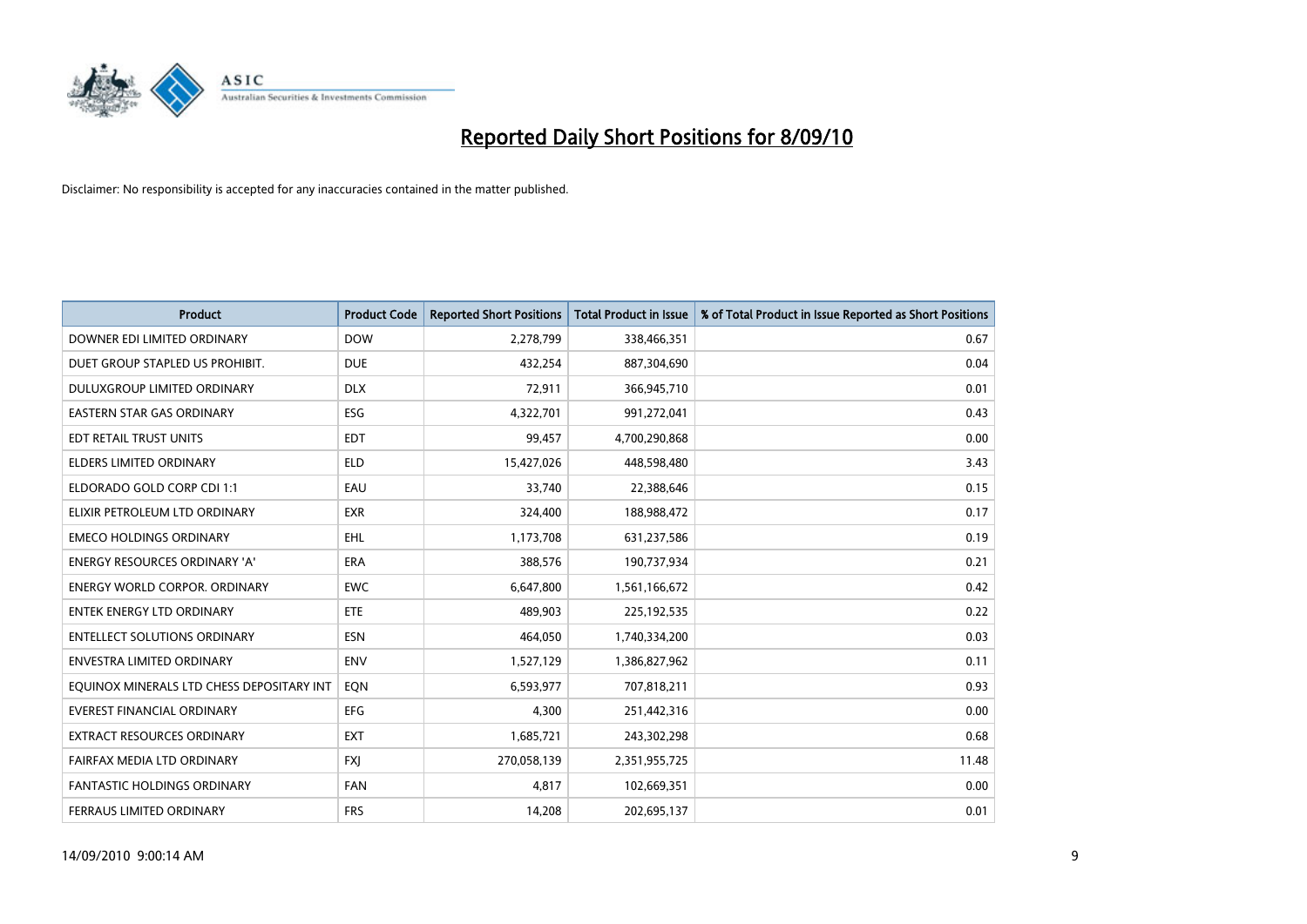# Reported Daily Short Positions for 8/09/10

Disclaimer: No responsibility is accepted for any inaccuracies contained in the matter published.

| Product | Product Code | Reported Short Positions | Total Product in Issue | % of Total Product in Issue Reported as Short Positions |
|---|---|---|---|---|
| DOWNER EDI LIMITED ORDINARY | DOW | 2,278,799 | 338,466,351 | 0.67 |
| DUET GROUP STAPLED US PROHIBIT. | DUE | 432,254 | 887,304,690 | 0.04 |
| DULUXGROUP LIMITED ORDINARY | DLX | 72,911 | 366,945,710 | 0.01 |
| EASTERN STAR GAS ORDINARY | ESG | 4,322,701 | 991,272,041 | 0.43 |
| EDT RETAIL TRUST UNITS | EDT | 99,457 | 4,700,290,868 | 0.00 |
| ELDERS LIMITED ORDINARY | ELD | 15,427,026 | 448,598,480 | 3.43 |
| ELDORADO GOLD CORP CDI 1:1 | EAU | 33,740 | 22,388,646 | 0.15 |
| ELIXIR PETROLEUM LTD ORDINARY | EXR | 324,400 | 188,988,472 | 0.17 |
| EMECO HOLDINGS ORDINARY | EHL | 1,173,708 | 631,237,586 | 0.19 |
| ENERGY RESOURCES ORDINARY 'A' | ERA | 388,576 | 190,737,934 | 0.21 |
| ENERGY WORLD CORPOR. ORDINARY | EWC | 6,647,800 | 1,561,166,672 | 0.42 |
| ENTEK ENERGY LTD ORDINARY | ETE | 489,903 | 225,192,535 | 0.22 |
| ENTELLECT SOLUTIONS ORDINARY | ESN | 464,050 | 1,740,334,200 | 0.03 |
| ENVESTRA LIMITED ORDINARY | ENV | 1,527,129 | 1,386,827,962 | 0.11 |
| EQUINOX MINERALS LTD CHESS DEPOSITARY INT | EQN | 6,593,977 | 707,818,211 | 0.93 |
| EVEREST FINANCIAL ORDINARY | EFG | 4,300 | 251,442,316 | 0.00 |
| EXTRACT RESOURCES ORDINARY | EXT | 1,685,721 | 243,302,298 | 0.68 |
| FAIRFAX MEDIA LTD ORDINARY | FXJ | 270,058,139 | 2,351,955,725 | 11.48 |
| FANTASTIC HOLDINGS ORDINARY | FAN | 4,817 | 102,669,351 | 0.00 |
| FERRAUS LIMITED ORDINARY | FRS | 14,208 | 202,695,137 | 0.01 |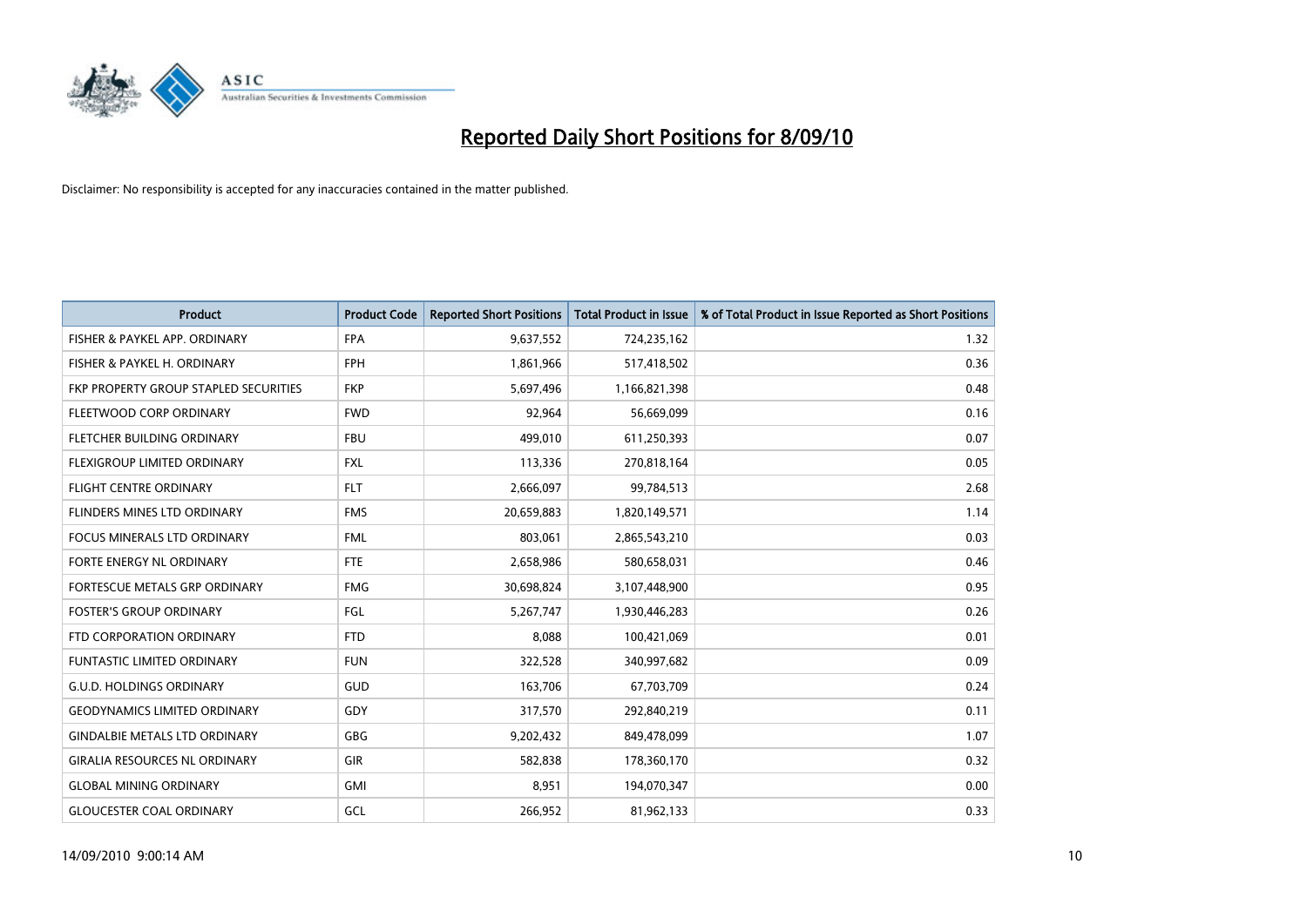# Reported Daily Short Positions for 8/09/10

Disclaimer: No responsibility is accepted for any inaccuracies contained in the matter published.

| Product | Product Code | Reported Short Positions | Total Product in Issue | % of Total Product in Issue Reported as Short Positions |
|---|---|---|---|---|
| FISHER & PAYKEL APP. ORDINARY | FPA | 9,637,552 | 724,235,162 | 1.32 |
| FISHER & PAYKEL H. ORDINARY | FPH | 1,861,966 | 517,418,502 | 0.36 |
| FKP PROPERTY GROUP STAPLED SECURITIES | FKP | 5,697,496 | 1,166,821,398 | 0.48 |
| FLEETWOOD CORP ORDINARY | FWD | 92,964 | 56,669,099 | 0.16 |
| FLETCHER BUILDING ORDINARY | FBU | 499,010 | 611,250,393 | 0.07 |
| FLEXIGROUP LIMITED ORDINARY | FXL | 113,336 | 270,818,164 | 0.05 |
| FLIGHT CENTRE ORDINARY | FLT | 2,666,097 | 99,784,513 | 2.68 |
| FLINDERS MINES LTD ORDINARY | FMS | 20,659,883 | 1,820,149,571 | 1.14 |
| FOCUS MINERALS LTD ORDINARY | FML | 803,061 | 2,865,543,210 | 0.03 |
| FORTE ENERGY NL ORDINARY | FTE | 2,658,986 | 580,658,031 | 0.46 |
| FORTESCUE METALS GRP ORDINARY | FMG | 30,698,824 | 3,107,448,900 | 0.95 |
| FOSTER'S GROUP ORDINARY | FGL | 5,267,747 | 1,930,446,283 | 0.26 |
| FTD CORPORATION ORDINARY | FTD | 8,088 | 100,421,069 | 0.01 |
| FUNTASTIC LIMITED ORDINARY | FUN | 322,528 | 340,997,682 | 0.09 |
| G.U.D. HOLDINGS ORDINARY | GUD | 163,706 | 67,703,709 | 0.24 |
| GEODYNAMICS LIMITED ORDINARY | GDY | 317,570 | 292,840,219 | 0.11 |
| GINDALBIE METALS LTD ORDINARY | GBG | 9,202,432 | 849,478,099 | 1.07 |
| GIRALIA RESOURCES NL ORDINARY | GIR | 582,838 | 178,360,170 | 0.32 |
| GLOBAL MINING ORDINARY | GMI | 8,951 | 194,070,347 | 0.00 |
| GLOUCESTER COAL ORDINARY | GCL | 266,952 | 81,962,133 | 0.33 |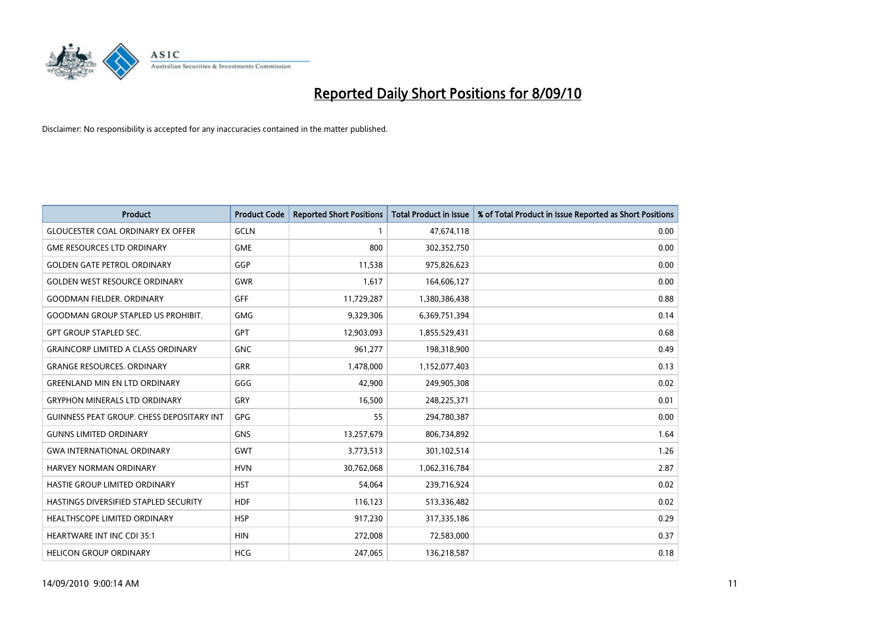# Reported Daily Short Positions for 8/09/10

Disclaimer: No responsibility is accepted for any inaccuracies contained in the matter published.

| Product | Product Code | Reported Short Positions | Total Product in Issue | % of Total Product in Issue Reported as Short Positions |
|---|---|---|---|---|
| GLOUCESTER COAL ORDINARY EX OFFER | GCLN | 1 | 47,674,118 | 0.00 |
| GME RESOURCES LTD ORDINARY | GME | 800 | 302,352,750 | 0.00 |
| GOLDEN GATE PETROL ORDINARY | GGP | 11,538 | 975,826,623 | 0.00 |
| GOLDEN WEST RESOURCE ORDINARY | GWR | 1,617 | 164,606,127 | 0.00 |
| GOODMAN FIELDER. ORDINARY | GFF | 11,729,287 | 1,380,386,438 | 0.88 |
| GOODMAN GROUP STAPLED US PROHIBIT. | GMG | 9,329,306 | 6,369,751,394 | 0.14 |
| GPT GROUP STAPLED SEC. | GPT | 12,903,093 | 1,855,529,431 | 0.68 |
| GRAINCORP LIMITED A CLASS ORDINARY | GNC | 961,277 | 198,318,900 | 0.49 |
| GRANGE RESOURCES. ORDINARY | GRR | 1,478,000 | 1,152,077,403 | 0.13 |
| GREENLAND MIN EN LTD ORDINARY | GGG | 42,900 | 249,905,308 | 0.02 |
| GRYPHON MINERALS LTD ORDINARY | GRY | 16,500 | 248,225,371 | 0.01 |
| GUINNESS PEAT GROUP. CHESS DEPOSITARY INT | GPG | 55 | 294,780,387 | 0.00 |
| GUNNS LIMITED ORDINARY | GNS | 13,257,679 | 806,734,892 | 1.64 |
| GWA INTERNATIONAL ORDINARY | GWT | 3,773,513 | 301,102,514 | 1.26 |
| HARVEY NORMAN ORDINARY | HVN | 30,762,068 | 1,062,316,784 | 2.87 |
| HASTIE GROUP LIMITED ORDINARY | HST | 54,064 | 239,716,924 | 0.02 |
| HASTINGS DIVERSIFIED STAPLED SECURITY | HDF | 116,123 | 513,336,482 | 0.02 |
| HEALTHSCOPE LIMITED ORDINARY | HSP | 917,230 | 317,335,186 | 0.29 |
| HEARTWARE INT INC CDI 35:1 | HIN | 272,008 | 72,583,000 | 0.37 |
| HELICON GROUP ORDINARY | HCG | 247,065 | 136,218,587 | 0.18 |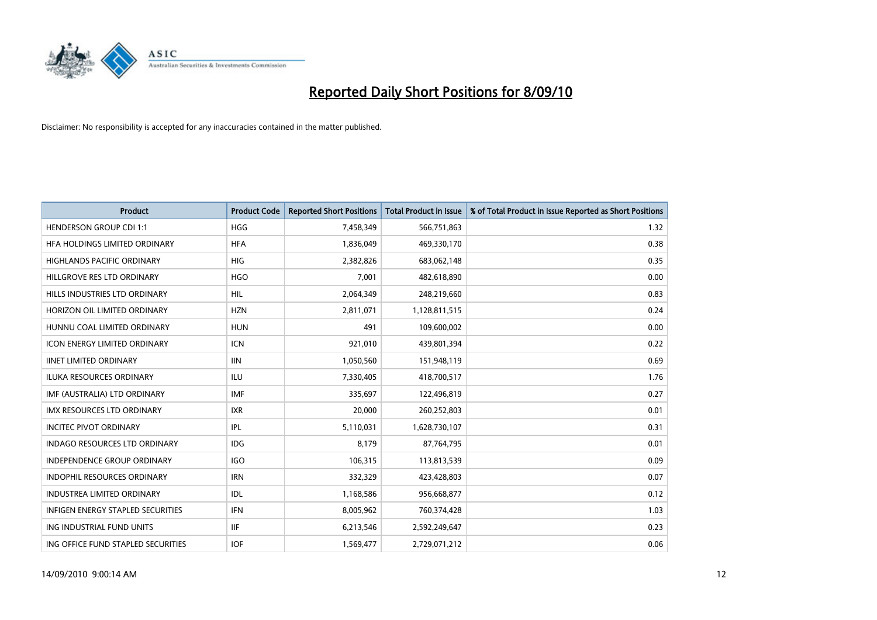# Reported Daily Short Positions for 8/09/10

Disclaimer: No responsibility is accepted for any inaccuracies contained in the matter published.

| Product | Product Code | Reported Short Positions | Total Product in Issue | % of Total Product in Issue Reported as Short Positions |
|---|---|---|---|---|
| HENDERSON GROUP CDI 1:1 | HGG | 7,458,349 | 566,751,863 | 1.32 |
| HFA HOLDINGS LIMITED ORDINARY | HFA | 1,836,049 | 469,330,170 | 0.38 |
| HIGHLANDS PACIFIC ORDINARY | HIG | 2,382,826 | 683,062,148 | 0.35 |
| HILLGROVE RES LTD ORDINARY | HGO | 7,001 | 482,618,890 | 0.00 |
| HILLS INDUSTRIES LTD ORDINARY | HIL | 2,064,349 | 248,219,660 | 0.83 |
| HORIZON OIL LIMITED ORDINARY | HZN | 2,811,071 | 1,128,811,515 | 0.24 |
| HUNNU COAL LIMITED ORDINARY | HUN | 491 | 109,600,002 | 0.00 |
| ICON ENERGY LIMITED ORDINARY | ICN | 921,010 | 439,801,394 | 0.22 |
| IINET LIMITED ORDINARY | IIN | 1,050,560 | 151,948,119 | 0.69 |
| ILUKA RESOURCES ORDINARY | ILU | 7,330,405 | 418,700,517 | 1.76 |
| IMF (AUSTRALIA) LTD ORDINARY | IMF | 335,697 | 122,496,819 | 0.27 |
| IMX RESOURCES LTD ORDINARY | IXR | 20,000 | 260,252,803 | 0.01 |
| INCITEC PIVOT ORDINARY | IPL | 5,110,031 | 1,628,730,107 | 0.31 |
| INDAGO RESOURCES LTD ORDINARY | IDG | 8,179 | 87,764,795 | 0.01 |
| INDEPENDENCE GROUP ORDINARY | IGO | 106,315 | 113,813,539 | 0.09 |
| INDOPHIL RESOURCES ORDINARY | IRN | 332,329 | 423,428,803 | 0.07 |
| INDUSTREA LIMITED ORDINARY | IDL | 1,168,586 | 956,668,877 | 0.12 |
| INFIGEN ENERGY STAPLED SECURITIES | IFN | 8,005,962 | 760,374,428 | 1.03 |
| ING INDUSTRIAL FUND UNITS | IIF | 6,213,546 | 2,592,249,647 | 0.23 |
| ING OFFICE FUND STAPLED SECURITIES | IOF | 1,569,477 | 2,729,071,212 | 0.06 |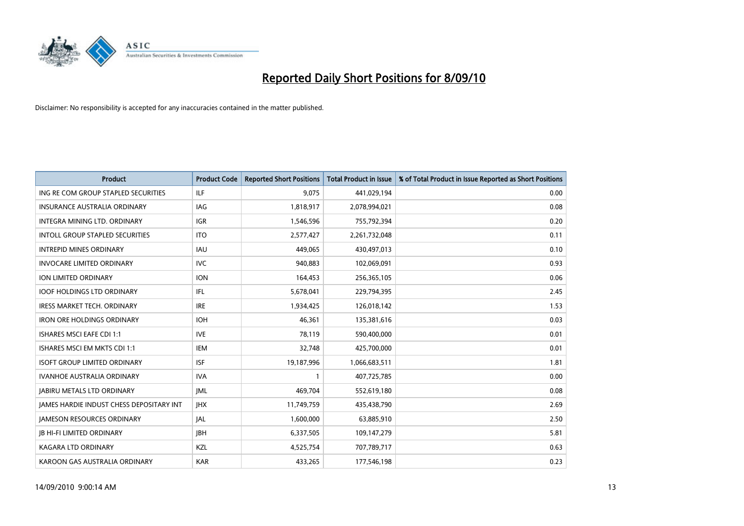# Reported Daily Short Positions for 8/09/10

Disclaimer: No responsibility is accepted for any inaccuracies contained in the matter published.

| Product | Product Code | Reported Short Positions | Total Product in Issue | % of Total Product in Issue Reported as Short Positions |
|---|---|---|---|---|
| ING RE COM GROUP STAPLED SECURITIES | ILF | 9,075 | 441,029,194 | 0.00 |
| INSURANCE AUSTRALIA ORDINARY | IAG | 1,818,917 | 2,078,994,021 | 0.08 |
| INTEGRA MINING LTD. ORDINARY | IGR | 1,546,596 | 755,792,394 | 0.20 |
| INTOLL GROUP STAPLED SECURITIES | ITO | 2,577,427 | 2,261,732,048 | 0.11 |
| INTREPID MINES ORDINARY | IAU | 449,065 | 430,497,013 | 0.10 |
| INVOCARE LIMITED ORDINARY | IVC | 940,883 | 102,069,091 | 0.93 |
| ION LIMITED ORDINARY | ION | 164,453 | 256,365,105 | 0.06 |
| IOOF HOLDINGS LTD ORDINARY | IFL | 5,678,041 | 229,794,395 | 2.45 |
| IRESS MARKET TECH. ORDINARY | IRE | 1,934,425 | 126,018,142 | 1.53 |
| IRON ORE HOLDINGS ORDINARY | IOH | 46,361 | 135,381,616 | 0.03 |
| ISHARES MSCI EAFE CDI 1:1 | IVE | 78,119 | 590,400,000 | 0.01 |
| ISHARES MSCI EM MKTS CDI 1:1 | IEM | 32,748 | 425,700,000 | 0.01 |
| ISOFT GROUP LIMITED ORDINARY | ISF | 19,187,996 | 1,066,683,511 | 1.81 |
| IVANHOE AUSTRALIA ORDINARY | IVA | 1 | 407,725,785 | 0.00 |
| JABIRU METALS LTD ORDINARY | JML | 469,704 | 552,619,180 | 0.08 |
| JAMES HARDIE INDUST CHESS DEPOSITARY INT | JHX | 11,749,759 | 435,438,790 | 2.69 |
| JAMESON RESOURCES ORDINARY | JAL | 1,600,000 | 63,885,910 | 2.50 |
| JB HI-FI LIMITED ORDINARY | JBH | 6,337,505 | 109,147,279 | 5.81 |
| KAGARA LTD ORDINARY | KZL | 4,525,754 | 707,789,717 | 0.63 |
| KAROON GAS AUSTRALIA ORDINARY | KAR | 433,265 | 177,546,198 | 0.23 |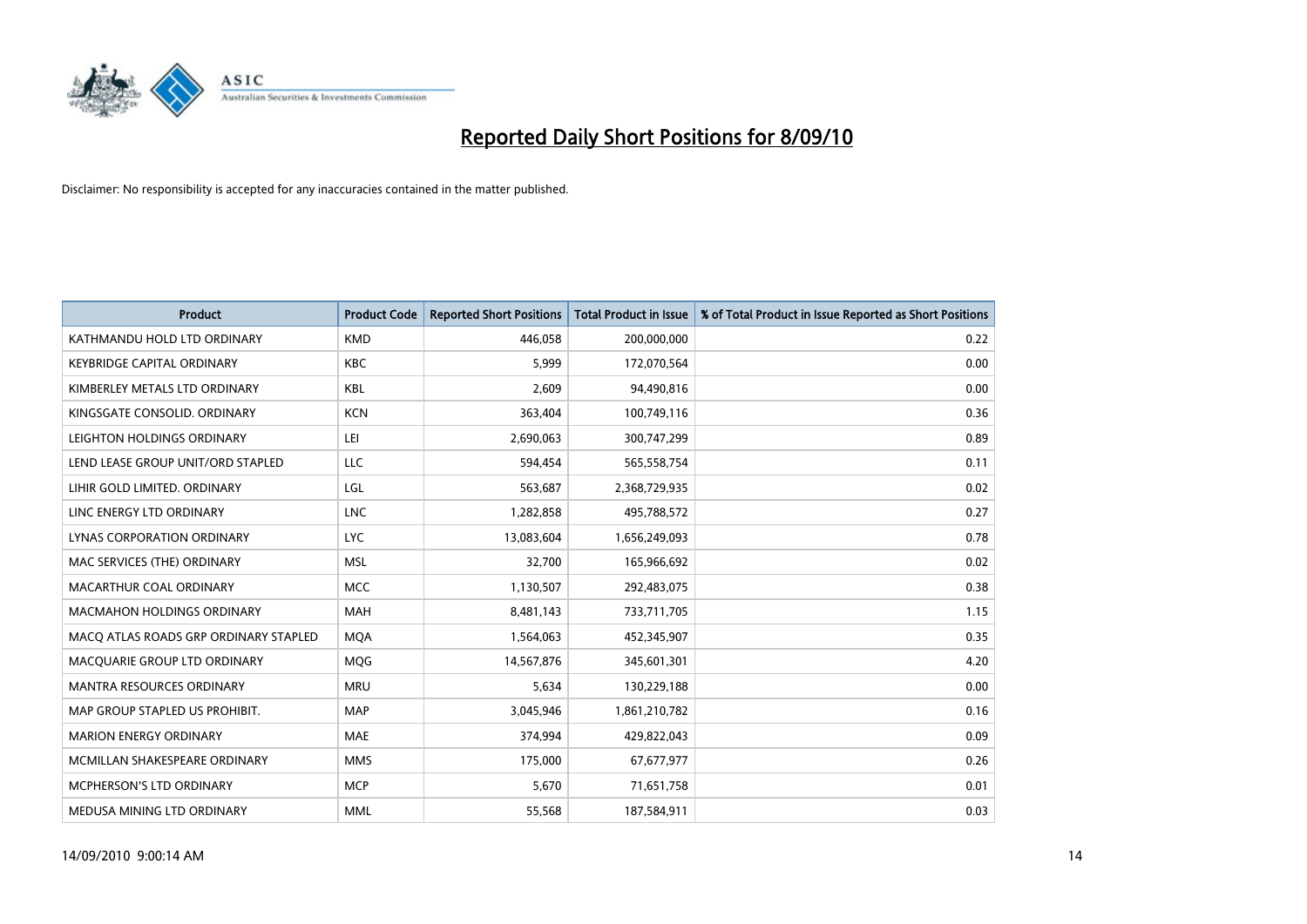# Reported Daily Short Positions for 8/09/10

Disclaimer: No responsibility is accepted for any inaccuracies contained in the matter published.

| Product | Product Code | Reported Short Positions | Total Product in Issue | % of Total Product in Issue Reported as Short Positions |
|---|---|---|---|---|
| KATHMANDU HOLD LTD ORDINARY | KMD | 446,058 | 200,000,000 | 0.22 |
| KEYBRIDGE CAPITAL ORDINARY | KBC | 5,999 | 172,070,564 | 0.00 |
| KIMBERLEY METALS LTD ORDINARY | KBL | 2,609 | 94,490,816 | 0.00 |
| KINGSGATE CONSOLID. ORDINARY | KCN | 363,404 | 100,749,116 | 0.36 |
| LEIGHTON HOLDINGS ORDINARY | LEI | 2,690,063 | 300,747,299 | 0.89 |
| LEND LEASE GROUP UNIT/ORD STAPLED | LLC | 594,454 | 565,558,754 | 0.11 |
| LIHIR GOLD LIMITED. ORDINARY | LGL | 563,687 | 2,368,729,935 | 0.02 |
| LINC ENERGY LTD ORDINARY | LNC | 1,282,858 | 495,788,572 | 0.27 |
| LYNAS CORPORATION ORDINARY | LYC | 13,083,604 | 1,656,249,093 | 0.78 |
| MAC SERVICES (THE) ORDINARY | MSL | 32,700 | 165,966,692 | 0.02 |
| MACARTHUR COAL ORDINARY | MCC | 1,130,507 | 292,483,075 | 0.38 |
| MACMAHON HOLDINGS ORDINARY | MAH | 8,481,143 | 733,711,705 | 1.15 |
| MACQ ATLAS ROADS GRP ORDINARY STAPLED | MQA | 1,564,063 | 452,345,907 | 0.35 |
| MACQUARIE GROUP LTD ORDINARY | MQG | 14,567,876 | 345,601,301 | 4.20 |
| MANTRA RESOURCES ORDINARY | MRU | 5,634 | 130,229,188 | 0.00 |
| MAP GROUP STAPLED US PROHIBIT. | MAP | 3,045,946 | 1,861,210,782 | 0.16 |
| MARION ENERGY ORDINARY | MAE | 374,994 | 429,822,043 | 0.09 |
| MCMILLAN SHAKESPEARE ORDINARY | MMS | 175,000 | 67,677,977 | 0.26 |
| MCPHERSON'S LTD ORDINARY | MCP | 5,670 | 71,651,758 | 0.01 |
| MEDUSA MINING LTD ORDINARY | MML | 55,568 | 187,584,911 | 0.03 |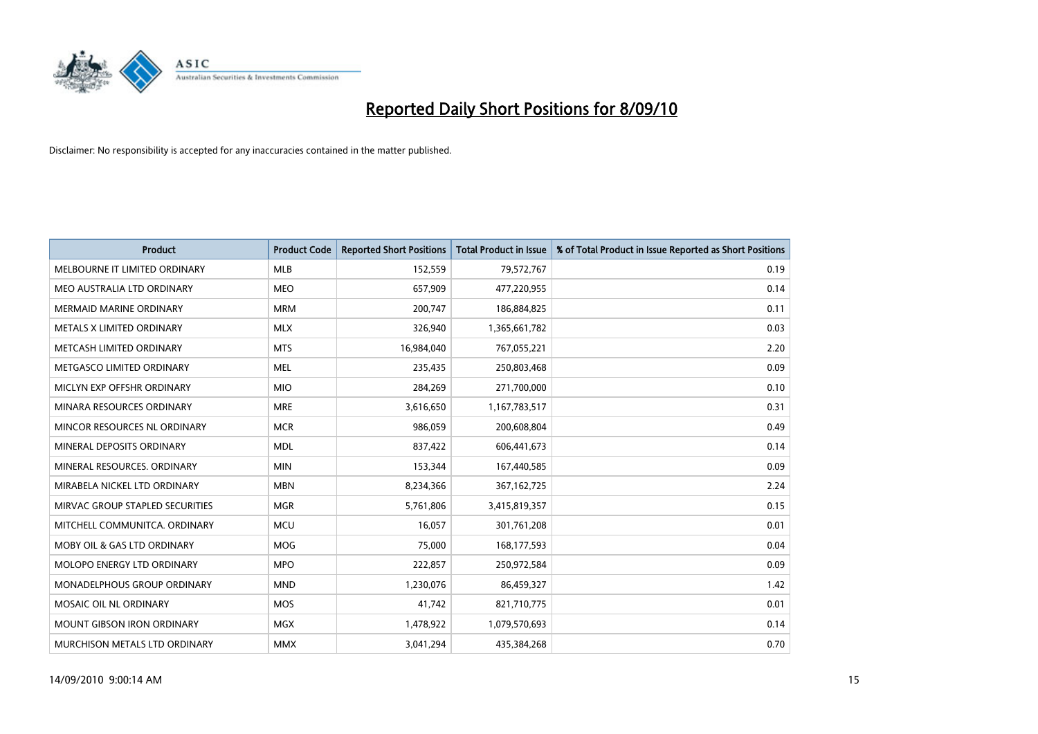# Reported Daily Short Positions for 8/09/10

Disclaimer: No responsibility is accepted for any inaccuracies contained in the matter published.

| Product | Product Code | Reported Short Positions | Total Product in Issue | % of Total Product in Issue Reported as Short Positions |
|---|---|---|---|---|
| MELBOURNE IT LIMITED ORDINARY | MLB | 152,559 | 79,572,767 | 0.19 |
| MEO AUSTRALIA LTD ORDINARY | MEO | 657,909 | 477,220,955 | 0.14 |
| MERMAID MARINE ORDINARY | MRM | 200,747 | 186,884,825 | 0.11 |
| METALS X LIMITED ORDINARY | MLX | 326,940 | 1,365,661,782 | 0.03 |
| METCASH LIMITED ORDINARY | MTS | 16,984,040 | 767,055,221 | 2.20 |
| METGASCO LIMITED ORDINARY | MEL | 235,435 | 250,803,468 | 0.09 |
| MICLYN EXP OFFSHR ORDINARY | MIO | 284,269 | 271,700,000 | 0.10 |
| MINARA RESOURCES ORDINARY | MRE | 3,616,650 | 1,167,783,517 | 0.31 |
| MINCOR RESOURCES NL ORDINARY | MCR | 986,059 | 200,608,804 | 0.49 |
| MINERAL DEPOSITS ORDINARY | MDL | 837,422 | 606,441,673 | 0.14 |
| MINERAL RESOURCES. ORDINARY | MIN | 153,344 | 167,440,585 | 0.09 |
| MIRABELA NICKEL LTD ORDINARY | MBN | 8,234,366 | 367,162,725 | 2.24 |
| MIRVAC GROUP STAPLED SECURITIES | MGR | 5,761,806 | 3,415,819,357 | 0.15 |
| MITCHELL COMMUNITCA. ORDINARY | MCU | 16,057 | 301,761,208 | 0.01 |
| MOBY OIL & GAS LTD ORDINARY | MOG | 75,000 | 168,177,593 | 0.04 |
| MOLOPO ENERGY LTD ORDINARY | MPO | 222,857 | 250,972,584 | 0.09 |
| MONADELPHOUS GROUP ORDINARY | MND | 1,230,076 | 86,459,327 | 1.42 |
| MOSAIC OIL NL ORDINARY | MOS | 41,742 | 821,710,775 | 0.01 |
| MOUNT GIBSON IRON ORDINARY | MGX | 1,478,922 | 1,079,570,693 | 0.14 |
| MURCHISON METALS LTD ORDINARY | MMX | 3,041,294 | 435,384,268 | 0.70 |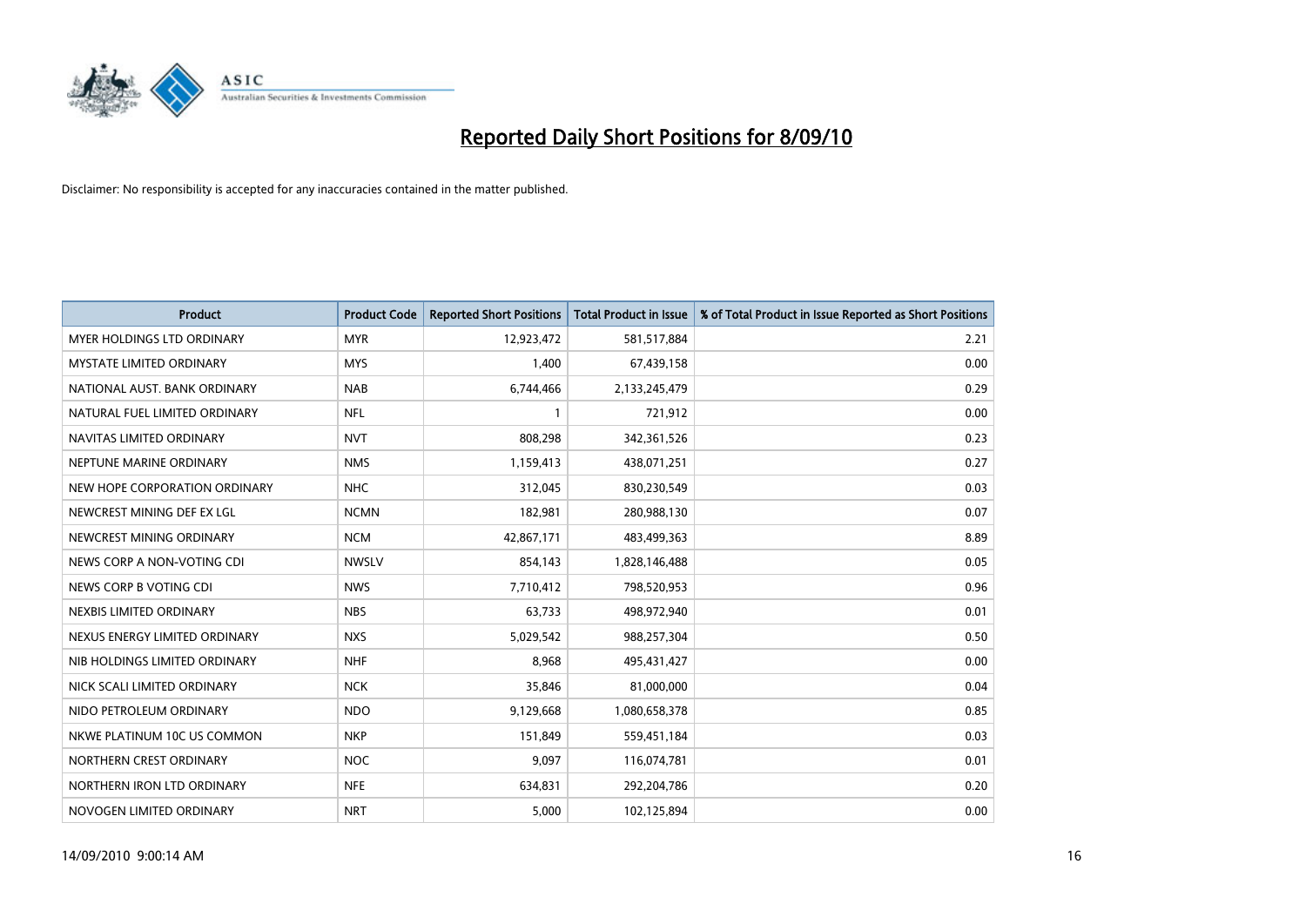# Reported Daily Short Positions for 8/09/10

Disclaimer: No responsibility is accepted for any inaccuracies contained in the matter published.

| Product | Product Code | Reported Short Positions | Total Product in Issue | % of Total Product in Issue Reported as Short Positions |
|---|---|---|---|---|
| MYER HOLDINGS LTD ORDINARY | MYR | 12,923,472 | 581,517,884 | 2.21 |
| MYSTATE LIMITED ORDINARY | MYS | 1,400 | 67,439,158 | 0.00 |
| NATIONAL AUST. BANK ORDINARY | NAB | 6,744,466 | 2,133,245,479 | 0.29 |
| NATURAL FUEL LIMITED ORDINARY | NFL | 1 | 721,912 | 0.00 |
| NAVITAS LIMITED ORDINARY | NVT | 808,298 | 342,361,526 | 0.23 |
| NEPTUNE MARINE ORDINARY | NMS | 1,159,413 | 438,071,251 | 0.27 |
| NEW HOPE CORPORATION ORDINARY | NHC | 312,045 | 830,230,549 | 0.03 |
| NEWCREST MINING DEF EX LGL | NCMN | 182,981 | 280,988,130 | 0.07 |
| NEWCREST MINING ORDINARY | NCM | 42,867,171 | 483,499,363 | 8.89 |
| NEWS CORP A NON-VOTING CDI | NWSLV | 854,143 | 1,828,146,488 | 0.05 |
| NEWS CORP B VOTING CDI | NWS | 7,710,412 | 798,520,953 | 0.96 |
| NEXBIS LIMITED ORDINARY | NBS | 63,733 | 498,972,940 | 0.01 |
| NEXUS ENERGY LIMITED ORDINARY | NXS | 5,029,542 | 988,257,304 | 0.50 |
| NIB HOLDINGS LIMITED ORDINARY | NHF | 8,968 | 495,431,427 | 0.00 |
| NICK SCALI LIMITED ORDINARY | NCK | 35,846 | 81,000,000 | 0.04 |
| NIDO PETROLEUM ORDINARY | NDO | 9,129,668 | 1,080,658,378 | 0.85 |
| NKWE PLATINUM 10C US COMMON | NKP | 151,849 | 559,451,184 | 0.03 |
| NORTHERN CREST ORDINARY | NOC | 9,097 | 116,074,781 | 0.01 |
| NORTHERN IRON LTD ORDINARY | NFE | 634,831 | 292,204,786 | 0.20 |
| NOVOGEN LIMITED ORDINARY | NRT | 5,000 | 102,125,894 | 0.00 |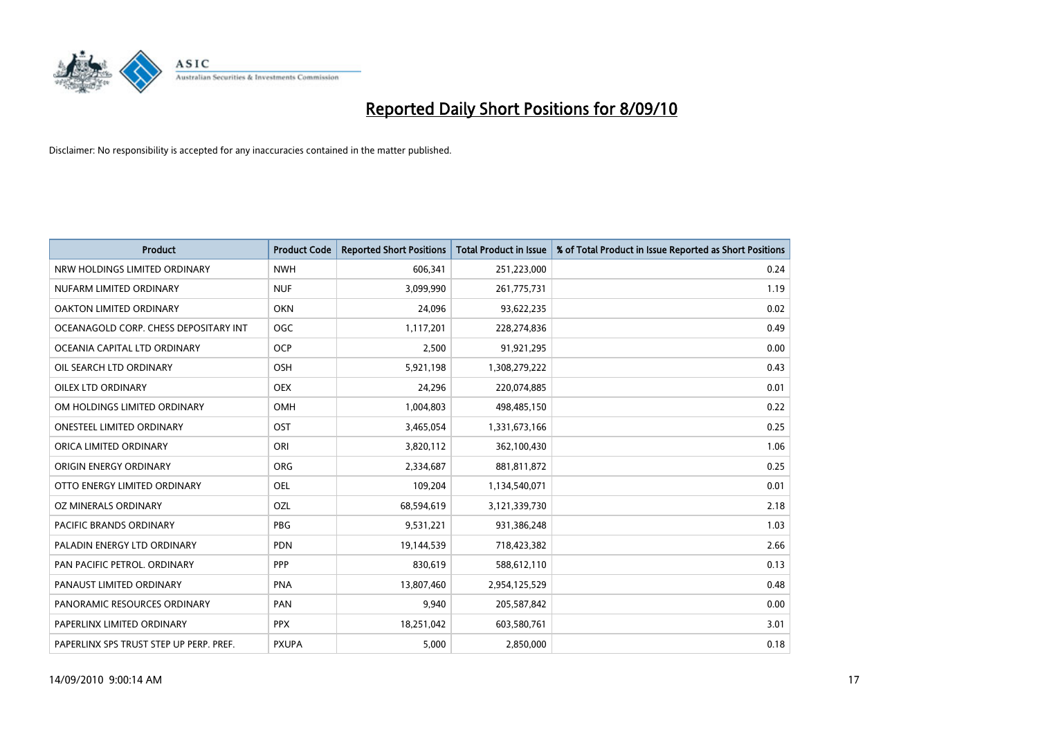# Reported Daily Short Positions for 8/09/10

Disclaimer: No responsibility is accepted for any inaccuracies contained in the matter published.

| Product | Product Code | Reported Short Positions | Total Product in Issue | % of Total Product in Issue Reported as Short Positions |
|---|---|---|---|---|
| NRW HOLDINGS LIMITED ORDINARY | NWH | 606,341 | 251,223,000 | 0.24 |
| NUFARM LIMITED ORDINARY | NUF | 3,099,990 | 261,775,731 | 1.19 |
| OAKTON LIMITED ORDINARY | OKN | 24,096 | 93,622,235 | 0.02 |
| OCEANAGOLD CORP. CHESS DEPOSITARY INT | OGC | 1,117,201 | 228,274,836 | 0.49 |
| OCEANIA CAPITAL LTD ORDINARY | OCP | 2,500 | 91,921,295 | 0.00 |
| OIL SEARCH LTD ORDINARY | OSH | 5,921,198 | 1,308,279,222 | 0.43 |
| OILEX LTD ORDINARY | OEX | 24,296 | 220,074,885 | 0.01 |
| OM HOLDINGS LIMITED ORDINARY | OMH | 1,004,803 | 498,485,150 | 0.22 |
| ONESTEEL LIMITED ORDINARY | OST | 3,465,054 | 1,331,673,166 | 0.25 |
| ORICA LIMITED ORDINARY | ORI | 3,820,112 | 362,100,430 | 1.06 |
| ORIGIN ENERGY ORDINARY | ORG | 2,334,687 | 881,811,872 | 0.25 |
| OTTO ENERGY LIMITED ORDINARY | OEL | 109,204 | 1,134,540,071 | 0.01 |
| OZ MINERALS ORDINARY | OZL | 68,594,619 | 3,121,339,730 | 2.18 |
| PACIFIC BRANDS ORDINARY | PBG | 9,531,221 | 931,386,248 | 1.03 |
| PALADIN ENERGY LTD ORDINARY | PDN | 19,144,539 | 718,423,382 | 2.66 |
| PAN PACIFIC PETROL. ORDINARY | PPP | 830,619 | 588,612,110 | 0.13 |
| PANAUST LIMITED ORDINARY | PNA | 13,807,460 | 2,954,125,529 | 0.48 |
| PANORAMIC RESOURCES ORDINARY | PAN | 9,940 | 205,587,842 | 0.00 |
| PAPERLINX LIMITED ORDINARY | PPX | 18,251,042 | 603,580,761 | 3.01 |
| PAPERLINX SPS TRUST STEP UP PERP. PREF. | PXUPA | 5,000 | 2,850,000 | 0.18 |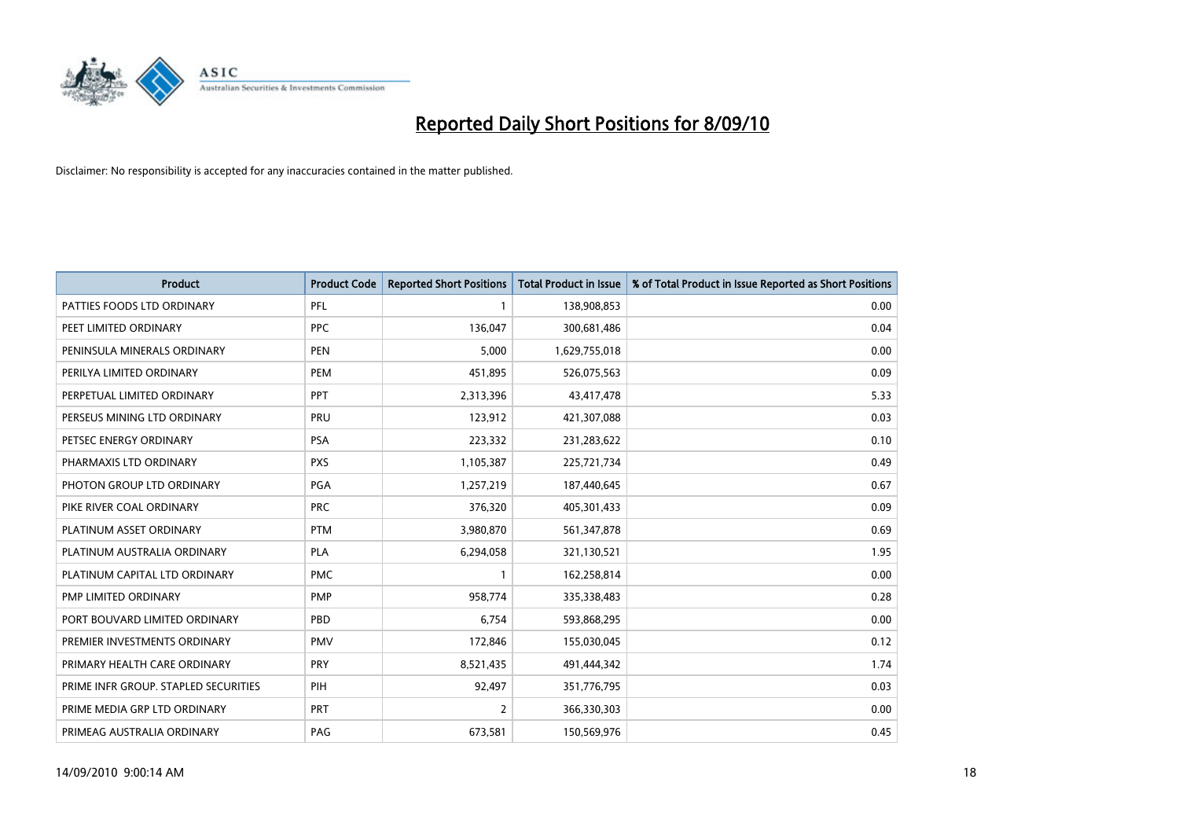# Reported Daily Short Positions for 8/09/10

Disclaimer: No responsibility is accepted for any inaccuracies contained in the matter published.

| Product | Product Code | Reported Short Positions | Total Product in Issue | % of Total Product in Issue Reported as Short Positions |
|---|---|---|---|---|
| PATTIES FOODS LTD ORDINARY | PFL | 1 | 138,908,853 | 0.00 |
| PEET LIMITED ORDINARY | PPC | 136,047 | 300,681,486 | 0.04 |
| PENINSULA MINERALS ORDINARY | PEN | 5,000 | 1,629,755,018 | 0.00 |
| PERILYA LIMITED ORDINARY | PEM | 451,895 | 526,075,563 | 0.09 |
| PERPETUAL LIMITED ORDINARY | PPT | 2,313,396 | 43,417,478 | 5.33 |
| PERSEUS MINING LTD ORDINARY | PRU | 123,912 | 421,307,088 | 0.03 |
| PETSEC ENERGY ORDINARY | PSA | 223,332 | 231,283,622 | 0.10 |
| PHARMAXIS LTD ORDINARY | PXS | 1,105,387 | 225,721,734 | 0.49 |
| PHOTON GROUP LTD ORDINARY | PGA | 1,257,219 | 187,440,645 | 0.67 |
| PIKE RIVER COAL ORDINARY | PRC | 376,320 | 405,301,433 | 0.09 |
| PLATINUM ASSET ORDINARY | PTM | 3,980,870 | 561,347,878 | 0.69 |
| PLATINUM AUSTRALIA ORDINARY | PLA | 6,294,058 | 321,130,521 | 1.95 |
| PLATINUM CAPITAL LTD ORDINARY | PMC | 1 | 162,258,814 | 0.00 |
| PMP LIMITED ORDINARY | PMP | 958,774 | 335,338,483 | 0.28 |
| PORT BOUVARD LIMITED ORDINARY | PBD | 6,754 | 593,868,295 | 0.00 |
| PREMIER INVESTMENTS ORDINARY | PMV | 172,846 | 155,030,045 | 0.12 |
| PRIMARY HEALTH CARE ORDINARY | PRY | 8,521,435 | 491,444,342 | 1.74 |
| PRIME INFR GROUP. STAPLED SECURITIES | PIH | 92,497 | 351,776,795 | 0.03 |
| PRIME MEDIA GRP LTD ORDINARY | PRT | 2 | 366,330,303 | 0.00 |
| PRIMEAG AUSTRALIA ORDINARY | PAG | 673,581 | 150,569,976 | 0.45 |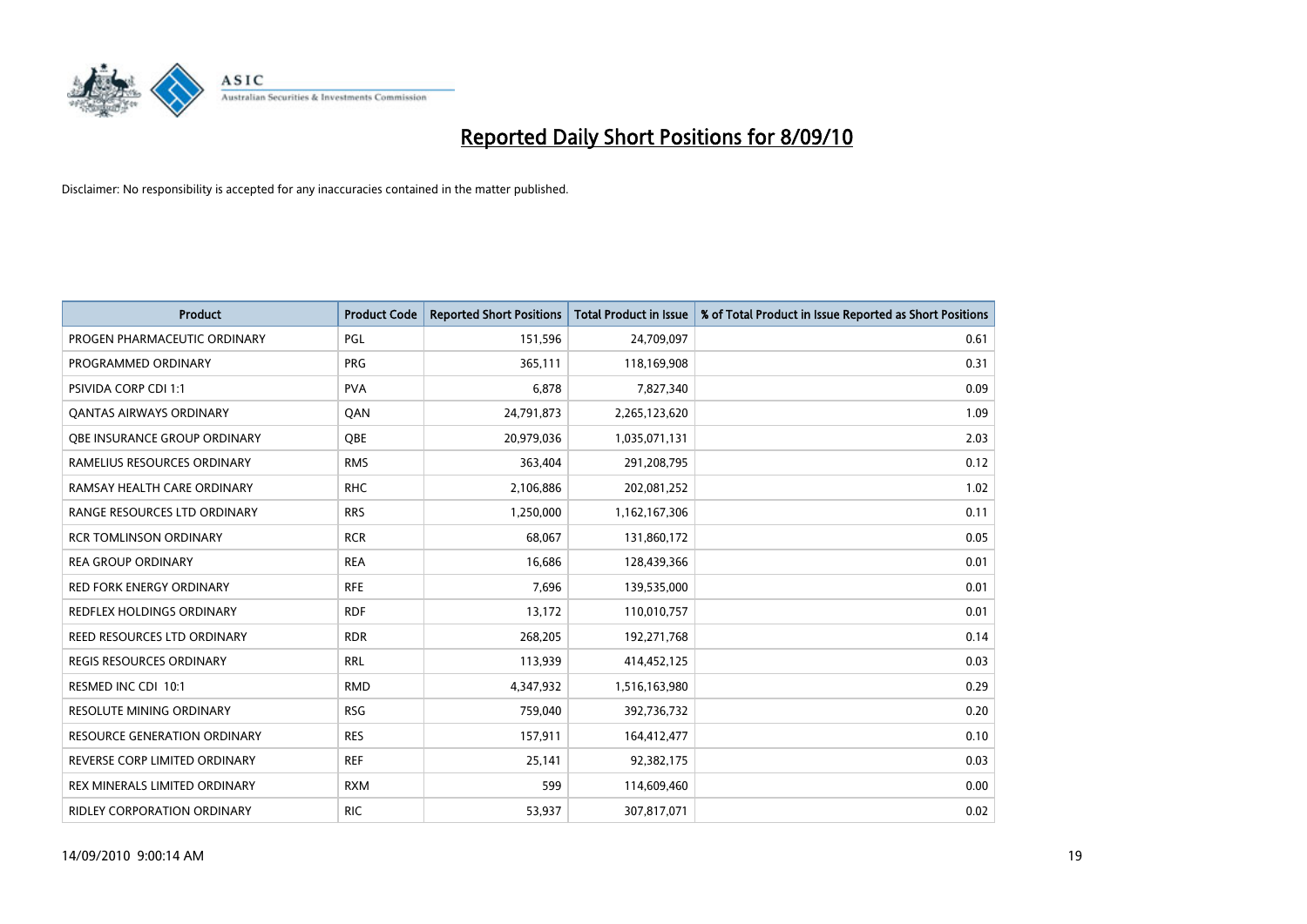# Reported Daily Short Positions for 8/09/10

Disclaimer: No responsibility is accepted for any inaccuracies contained in the matter published.

| Product | Product Code | Reported Short Positions | Total Product in Issue | % of Total Product in Issue Reported as Short Positions |
|---|---|---|---|---|
| PROGEN PHARMACEUTIC ORDINARY | PGL | 151,596 | 24,709,097 | 0.61 |
| PROGRAMMED ORDINARY | PRG | 365,111 | 118,169,908 | 0.31 |
| PSIVIDA CORP CDI 1:1 | PVA | 6,878 | 7,827,340 | 0.09 |
| QANTAS AIRWAYS ORDINARY | QAN | 24,791,873 | 2,265,123,620 | 1.09 |
| QBE INSURANCE GROUP ORDINARY | QBE | 20,979,036 | 1,035,071,131 | 2.03 |
| RAMELIUS RESOURCES ORDINARY | RMS | 363,404 | 291,208,795 | 0.12 |
| RAMSAY HEALTH CARE ORDINARY | RHC | 2,106,886 | 202,081,252 | 1.02 |
| RANGE RESOURCES LTD ORDINARY | RRS | 1,250,000 | 1,162,167,306 | 0.11 |
| RCR TOMLINSON ORDINARY | RCR | 68,067 | 131,860,172 | 0.05 |
| REA GROUP ORDINARY | REA | 16,686 | 128,439,366 | 0.01 |
| RED FORK ENERGY ORDINARY | RFE | 7,696 | 139,535,000 | 0.01 |
| REDFLEX HOLDINGS ORDINARY | RDF | 13,172 | 110,010,757 | 0.01 |
| REED RESOURCES LTD ORDINARY | RDR | 268,205 | 192,271,768 | 0.14 |
| REGIS RESOURCES ORDINARY | RRL | 113,939 | 414,452,125 | 0.03 |
| RESMED INC CDI 10:1 | RMD | 4,347,932 | 1,516,163,980 | 0.29 |
| RESOLUTE MINING ORDINARY | RSG | 759,040 | 392,736,732 | 0.20 |
| RESOURCE GENERATION ORDINARY | RES | 157,911 | 164,412,477 | 0.10 |
| REVERSE CORP LIMITED ORDINARY | REF | 25,141 | 92,382,175 | 0.03 |
| REX MINERALS LIMITED ORDINARY | RXM | 599 | 114,609,460 | 0.00 |
| RIDLEY CORPORATION ORDINARY | RIC | 53,937 | 307,817,071 | 0.02 |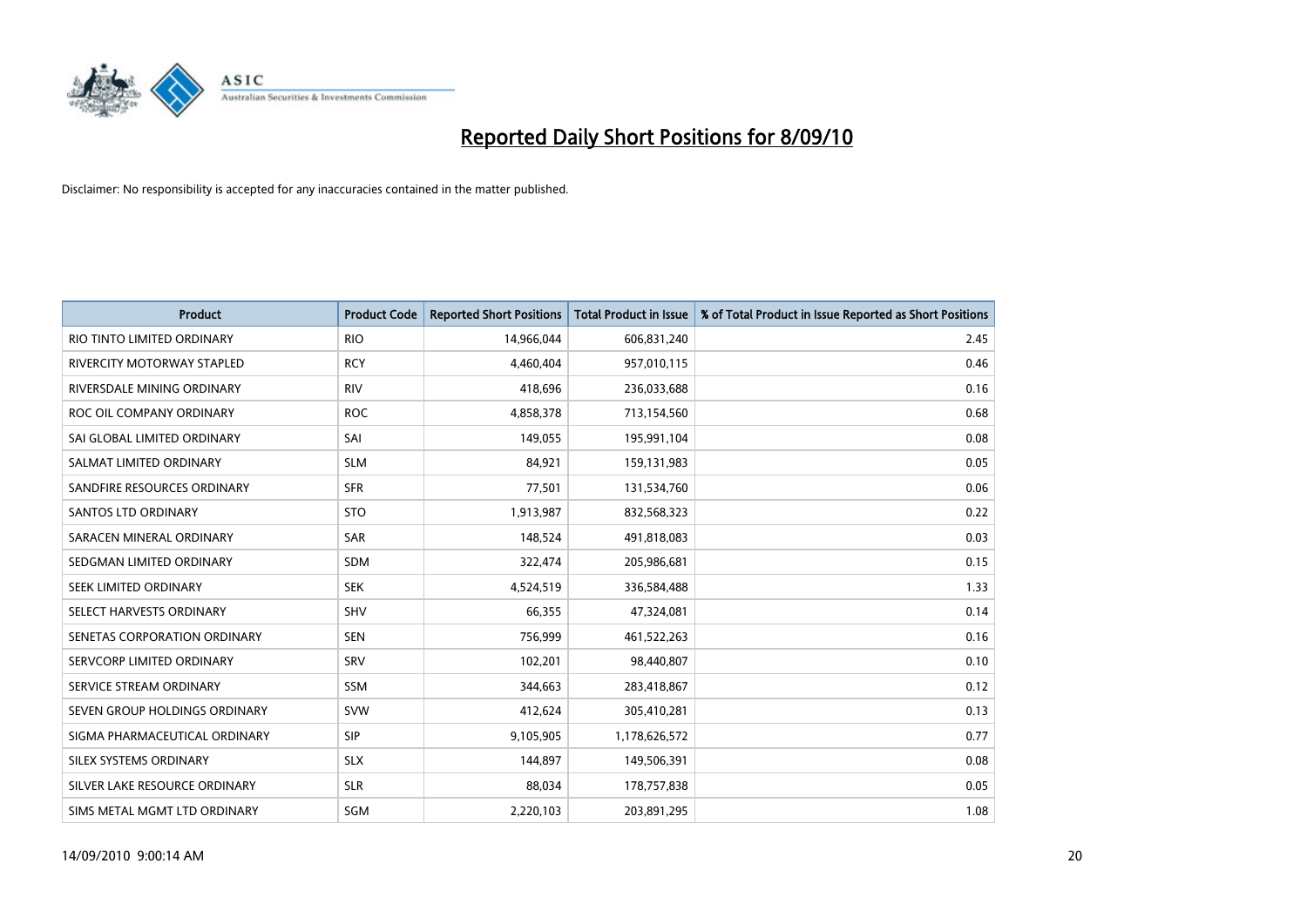# Reported Daily Short Positions for 8/09/10

Disclaimer: No responsibility is accepted for any inaccuracies contained in the matter published.

| Product | Product Code | Reported Short Positions | Total Product in Issue | % of Total Product in Issue Reported as Short Positions |
|---|---|---|---|---|
| RIO TINTO LIMITED ORDINARY | RIO | 14,966,044 | 606,831,240 | 2.45 |
| RIVERCITY MOTORWAY STAPLED | RCY | 4,460,404 | 957,010,115 | 0.46 |
| RIVERSDALE MINING ORDINARY | RIV | 418,696 | 236,033,688 | 0.16 |
| ROC OIL COMPANY ORDINARY | ROC | 4,858,378 | 713,154,560 | 0.68 |
| SAI GLOBAL LIMITED ORDINARY | SAI | 149,055 | 195,991,104 | 0.08 |
| SALMAT LIMITED ORDINARY | SLM | 84,921 | 159,131,983 | 0.05 |
| SANDFIRE RESOURCES ORDINARY | SFR | 77,501 | 131,534,760 | 0.06 |
| SANTOS LTD ORDINARY | STO | 1,913,987 | 832,568,323 | 0.22 |
| SARACEN MINERAL ORDINARY | SAR | 148,524 | 491,818,083 | 0.03 |
| SEDGMAN LIMITED ORDINARY | SDM | 322,474 | 205,986,681 | 0.15 |
| SEEK LIMITED ORDINARY | SEK | 4,524,519 | 336,584,488 | 1.33 |
| SELECT HARVESTS ORDINARY | SHV | 66,355 | 47,324,081 | 0.14 |
| SENETAS CORPORATION ORDINARY | SEN | 756,999 | 461,522,263 | 0.16 |
| SERVCORP LIMITED ORDINARY | SRV | 102,201 | 98,440,807 | 0.10 |
| SERVICE STREAM ORDINARY | SSM | 344,663 | 283,418,867 | 0.12 |
| SEVEN GROUP HOLDINGS ORDINARY | SVW | 412,624 | 305,410,281 | 0.13 |
| SIGMA PHARMACEUTICAL ORDINARY | SIP | 9,105,905 | 1,178,626,572 | 0.77 |
| SILEX SYSTEMS ORDINARY | SLX | 144,897 | 149,506,391 | 0.08 |
| SILVER LAKE RESOURCE ORDINARY | SLR | 88,034 | 178,757,838 | 0.05 |
| SIMS METAL MGMT LTD ORDINARY | SGM | 2,220,103 | 203,891,295 | 1.08 |

14/09/2010 9:00:14 AM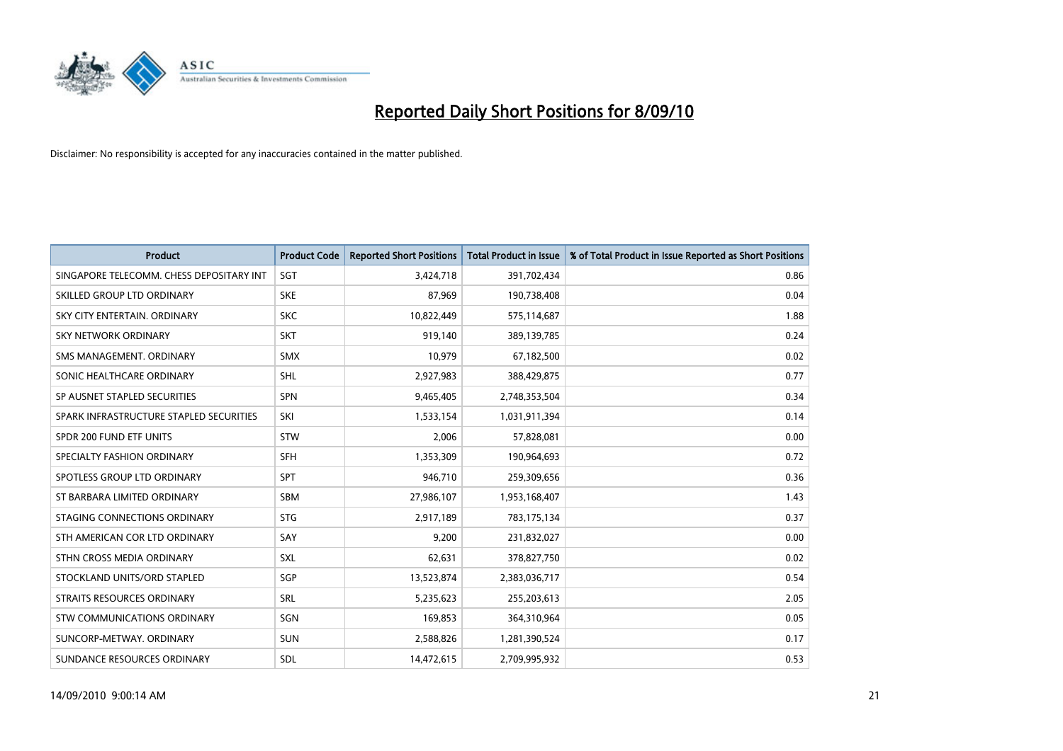# Reported Daily Short Positions for 8/09/10

Disclaimer: No responsibility is accepted for any inaccuracies contained in the matter published.

| Product | Product Code | Reported Short Positions | Total Product in Issue | % of Total Product in Issue Reported as Short Positions |
|---|---|---|---|---|
| SINGAPORE TELECOMM. CHESS DEPOSITARY INT | SGT | 3,424,718 | 391,702,434 | 0.86 |
| SKILLED GROUP LTD ORDINARY | SKE | 87,969 | 190,738,408 | 0.04 |
| SKY CITY ENTERTAIN. ORDINARY | SKC | 10,822,449 | 575,114,687 | 1.88 |
| SKY NETWORK ORDINARY | SKT | 919,140 | 389,139,785 | 0.24 |
| SMS MANAGEMENT. ORDINARY | SMX | 10,979 | 67,182,500 | 0.02 |
| SONIC HEALTHCARE ORDINARY | SHL | 2,927,983 | 388,429,875 | 0.77 |
| SP AUSNET STAPLED SECURITIES | SPN | 9,465,405 | 2,748,353,504 | 0.34 |
| SPARK INFRASTRUCTURE STAPLED SECURITIES | SKI | 1,533,154 | 1,031,911,394 | 0.14 |
| SPDR 200 FUND ETF UNITS | STW | 2,006 | 57,828,081 | 0.00 |
| SPECIALTY FASHION ORDINARY | SFH | 1,353,309 | 190,964,693 | 0.72 |
| SPOTLESS GROUP LTD ORDINARY | SPT | 946,710 | 259,309,656 | 0.36 |
| ST BARBARA LIMITED ORDINARY | SBM | 27,986,107 | 1,953,168,407 | 1.43 |
| STAGING CONNECTIONS ORDINARY | STG | 2,917,189 | 783,175,134 | 0.37 |
| STH AMERICAN COR LTD ORDINARY | SAY | 9,200 | 231,832,027 | 0.00 |
| STHN CROSS MEDIA ORDINARY | SXL | 62,631 | 378,827,750 | 0.02 |
| STOCKLAND UNITS/ORD STAPLED | SGP | 13,523,874 | 2,383,036,717 | 0.54 |
| STRAITS RESOURCES ORDINARY | SRL | 5,235,623 | 255,203,613 | 2.05 |
| STW COMMUNICATIONS ORDINARY | SGN | 169,853 | 364,310,964 | 0.05 |
| SUNCORP-METWAY. ORDINARY | SUN | 2,588,826 | 1,281,390,524 | 0.17 |
| SUNDANCE RESOURCES ORDINARY | SDL | 14,472,615 | 2,709,995,932 | 0.53 |

14/09/2010 9:00:14 AM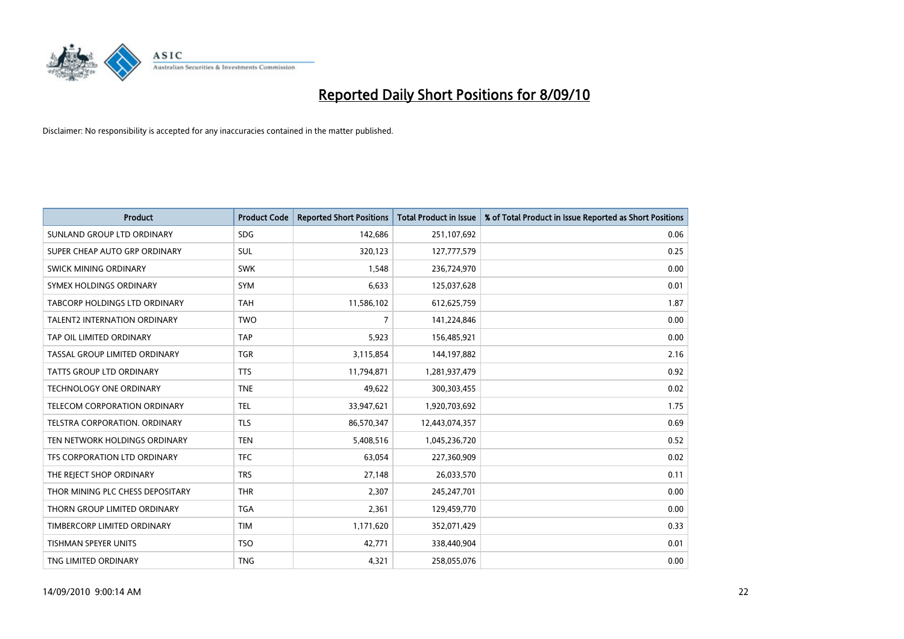# Reported Daily Short Positions for 8/09/10

Disclaimer: No responsibility is accepted for any inaccuracies contained in the matter published.

| Product | Product Code | Reported Short Positions | Total Product in Issue | % of Total Product in Issue Reported as Short Positions |
|---|---|---|---|---|
| SUNLAND GROUP LTD ORDINARY | SDG | 142,686 | 251,107,692 | 0.06 |
| SUPER CHEAP AUTO GRP ORDINARY | SUL | 320,123 | 127,777,579 | 0.25 |
| SWICK MINING ORDINARY | SWK | 1,548 | 236,724,970 | 0.00 |
| SYMEX HOLDINGS ORDINARY | SYM | 6,633 | 125,037,628 | 0.01 |
| TABCORP HOLDINGS LTD ORDINARY | TAH | 11,586,102 | 612,625,759 | 1.87 |
| TALENT2 INTERNATION ORDINARY | TWO | 7 | 141,224,846 | 0.00 |
| TAP OIL LIMITED ORDINARY | TAP | 5,923 | 156,485,921 | 0.00 |
| TASSAL GROUP LIMITED ORDINARY | TGR | 3,115,854 | 144,197,882 | 2.16 |
| TATTS GROUP LTD ORDINARY | TTS | 11,794,871 | 1,281,937,479 | 0.92 |
| TECHNOLOGY ONE ORDINARY | TNE | 49,622 | 300,303,455 | 0.02 |
| TELECOM CORPORATION ORDINARY | TEL | 33,947,621 | 1,920,703,692 | 1.75 |
| TELSTRA CORPORATION. ORDINARY | TLS | 86,570,347 | 12,443,074,357 | 0.69 |
| TEN NETWORK HOLDINGS ORDINARY | TEN | 5,408,516 | 1,045,236,720 | 0.52 |
| TFS CORPORATION LTD ORDINARY | TFC | 63,054 | 227,360,909 | 0.02 |
| THE REJECT SHOP ORDINARY | TRS | 27,148 | 26,033,570 | 0.11 |
| THOR MINING PLC CHESS DEPOSITARY | THR | 2,307 | 245,247,701 | 0.00 |
| THORN GROUP LIMITED ORDINARY | TGA | 2,361 | 129,459,770 | 0.00 |
| TIMBERCORP LIMITED ORDINARY | TIM | 1,171,620 | 352,071,429 | 0.33 |
| TISHMAN SPEYER UNITS | TSO | 42,771 | 338,440,904 | 0.01 |
| TNG LIMITED ORDINARY | TNG | 4,321 | 258,055,076 | 0.00 |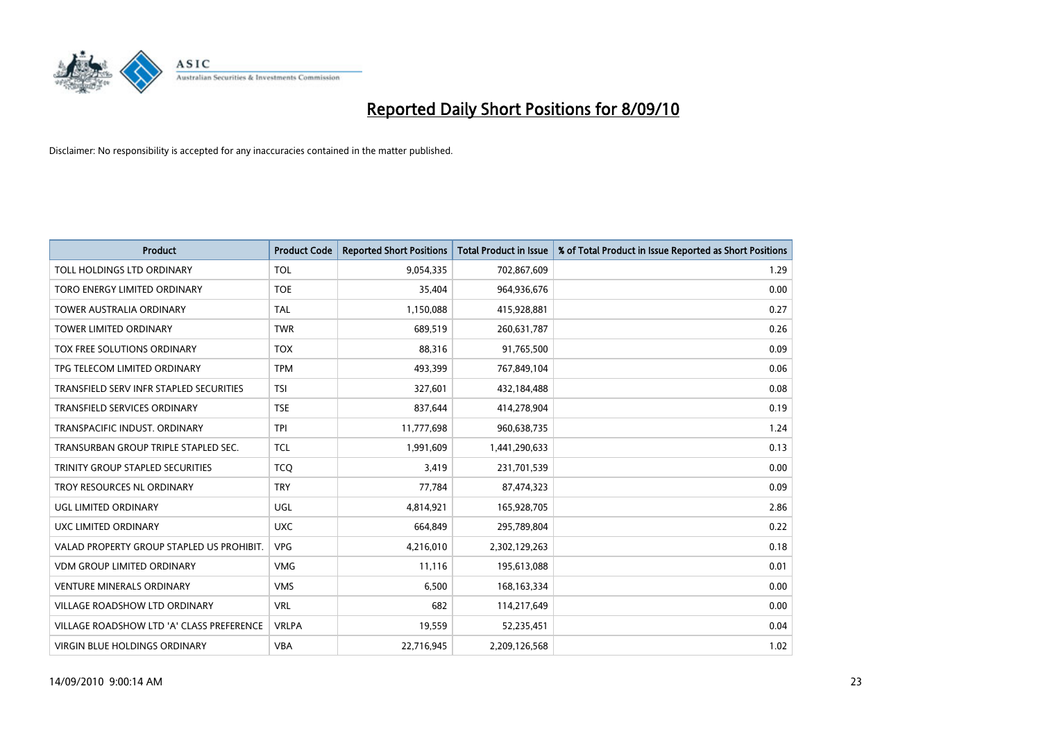# Reported Daily Short Positions for 8/09/10

Disclaimer: No responsibility is accepted for any inaccuracies contained in the matter published.

| Product | Product Code | Reported Short Positions | Total Product in Issue | % of Total Product in Issue Reported as Short Positions |
|---|---|---|---|---|
| TOLL HOLDINGS LTD ORDINARY | TOL | 9,054,335 | 702,867,609 | 1.29 |
| TORO ENERGY LIMITED ORDINARY | TOE | 35,404 | 964,936,676 | 0.00 |
| TOWER AUSTRALIA ORDINARY | TAL | 1,150,088 | 415,928,881 | 0.27 |
| TOWER LIMITED ORDINARY | TWR | 689,519 | 260,631,787 | 0.26 |
| TOX FREE SOLUTIONS ORDINARY | TOX | 88,316 | 91,765,500 | 0.09 |
| TPG TELECOM LIMITED ORDINARY | TPM | 493,399 | 767,849,104 | 0.06 |
| TRANSFIELD SERV INFR STAPLED SECURITIES | TSI | 327,601 | 432,184,488 | 0.08 |
| TRANSFIELD SERVICES ORDINARY | TSE | 837,644 | 414,278,904 | 0.19 |
| TRANSPACIFIC INDUST. ORDINARY | TPI | 11,777,698 | 960,638,735 | 1.24 |
| TRANSURBAN GROUP TRIPLE STAPLED SEC. | TCL | 1,991,609 | 1,441,290,633 | 0.13 |
| TRINITY GROUP STAPLED SECURITIES | TCQ | 3,419 | 231,701,539 | 0.00 |
| TROY RESOURCES NL ORDINARY | TRY | 77,784 | 87,474,323 | 0.09 |
| UGL LIMITED ORDINARY | UGL | 4,814,921 | 165,928,705 | 2.86 |
| UXC LIMITED ORDINARY | UXC | 664,849 | 295,789,804 | 0.22 |
| VALAD PROPERTY GROUP STAPLED US PROHIBIT. | VPG | 4,216,010 | 2,302,129,263 | 0.18 |
| VDM GROUP LIMITED ORDINARY | VMG | 11,116 | 195,613,088 | 0.01 |
| VENTURE MINERALS ORDINARY | VMS | 6,500 | 168,163,334 | 0.00 |
| VILLAGE ROADSHOW LTD ORDINARY | VRL | 682 | 114,217,649 | 0.00 |
| VILLAGE ROADSHOW LTD 'A' CLASS PREFERENCE | VRLPA | 19,559 | 52,235,451 | 0.04 |
| VIRGIN BLUE HOLDINGS ORDINARY | VBA | 22,716,945 | 2,209,126,568 | 1.02 |

14/09/2010 9:00:14 AM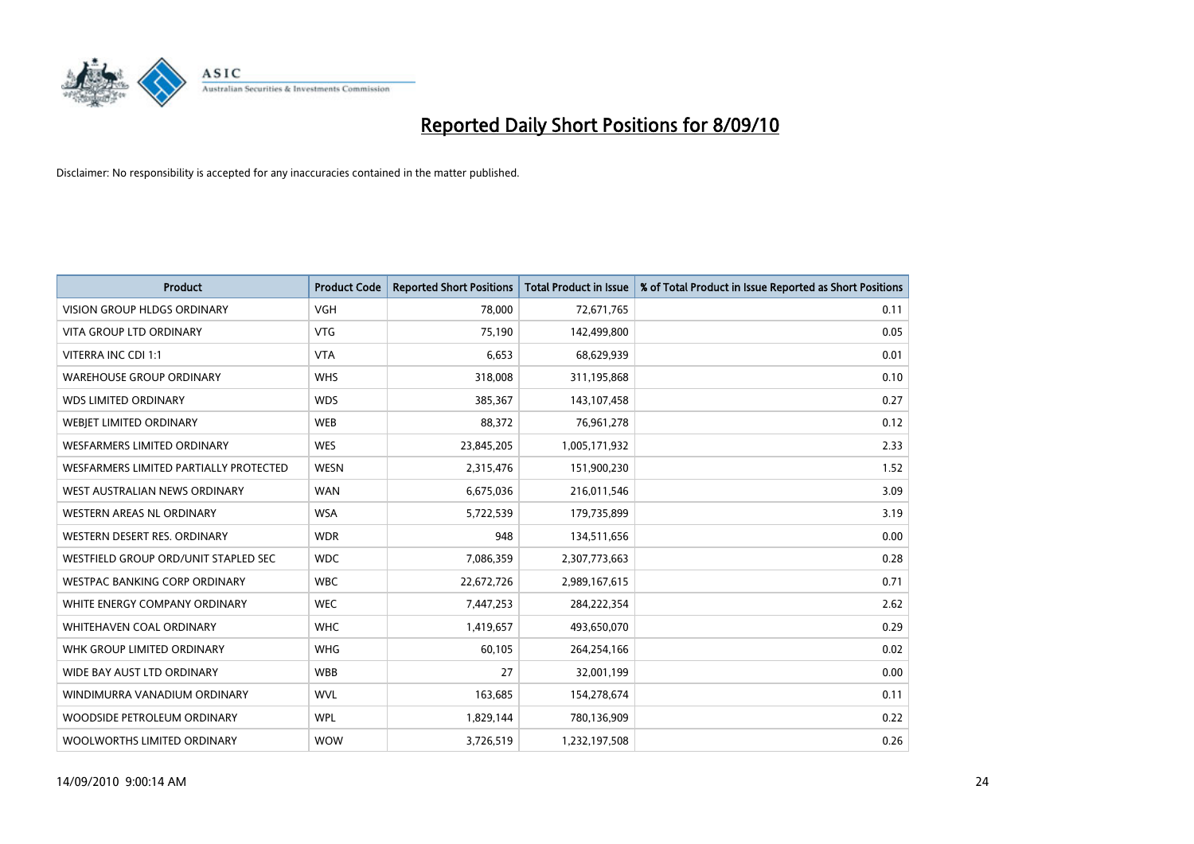# Reported Daily Short Positions for 8/09/10

Disclaimer: No responsibility is accepted for any inaccuracies contained in the matter published.

| Product | Product Code | Reported Short Positions | Total Product in Issue | % of Total Product in Issue Reported as Short Positions |
|---|---|---|---|---|
| VISION GROUP HLDGS ORDINARY | VGH | 78,000 | 72,671,765 | 0.11 |
| VITA GROUP LTD ORDINARY | VTG | 75,190 | 142,499,800 | 0.05 |
| VITERRA INC CDI 1:1 | VTA | 6,653 | 68,629,939 | 0.01 |
| WAREHOUSE GROUP ORDINARY | WHS | 318,008 | 311,195,868 | 0.10 |
| WDS LIMITED ORDINARY | WDS | 385,367 | 143,107,458 | 0.27 |
| WEBJET LIMITED ORDINARY | WEB | 88,372 | 76,961,278 | 0.12 |
| WESFARMERS LIMITED ORDINARY | WES | 23,845,205 | 1,005,171,932 | 2.33 |
| WESFARMERS LIMITED PARTIALLY PROTECTED | WESN | 2,315,476 | 151,900,230 | 1.52 |
| WEST AUSTRALIAN NEWS ORDINARY | WAN | 6,675,036 | 216,011,546 | 3.09 |
| WESTERN AREAS NL ORDINARY | WSA | 5,722,539 | 179,735,899 | 3.19 |
| WESTERN DESERT RES. ORDINARY | WDR | 948 | 134,511,656 | 0.00 |
| WESTFIELD GROUP ORD/UNIT STAPLED SEC | WDC | 7,086,359 | 2,307,773,663 | 0.28 |
| WESTPAC BANKING CORP ORDINARY | WBC | 22,672,726 | 2,989,167,615 | 0.71 |
| WHITE ENERGY COMPANY ORDINARY | WEC | 7,447,253 | 284,222,354 | 2.62 |
| WHITEHAVEN COAL ORDINARY | WHC | 1,419,657 | 493,650,070 | 0.29 |
| WHK GROUP LIMITED ORDINARY | WHG | 60,105 | 264,254,166 | 0.02 |
| WIDE BAY AUST LTD ORDINARY | WBB | 27 | 32,001,199 | 0.00 |
| WINDIMURRA VANADIUM ORDINARY | WVL | 163,685 | 154,278,674 | 0.11 |
| WOODSIDE PETROLEUM ORDINARY | WPL | 1,829,144 | 780,136,909 | 0.22 |
| WOOLWORTHS LIMITED ORDINARY | WOW | 3,726,519 | 1,232,197,508 | 0.26 |

14/09/2010 9:00:14 AM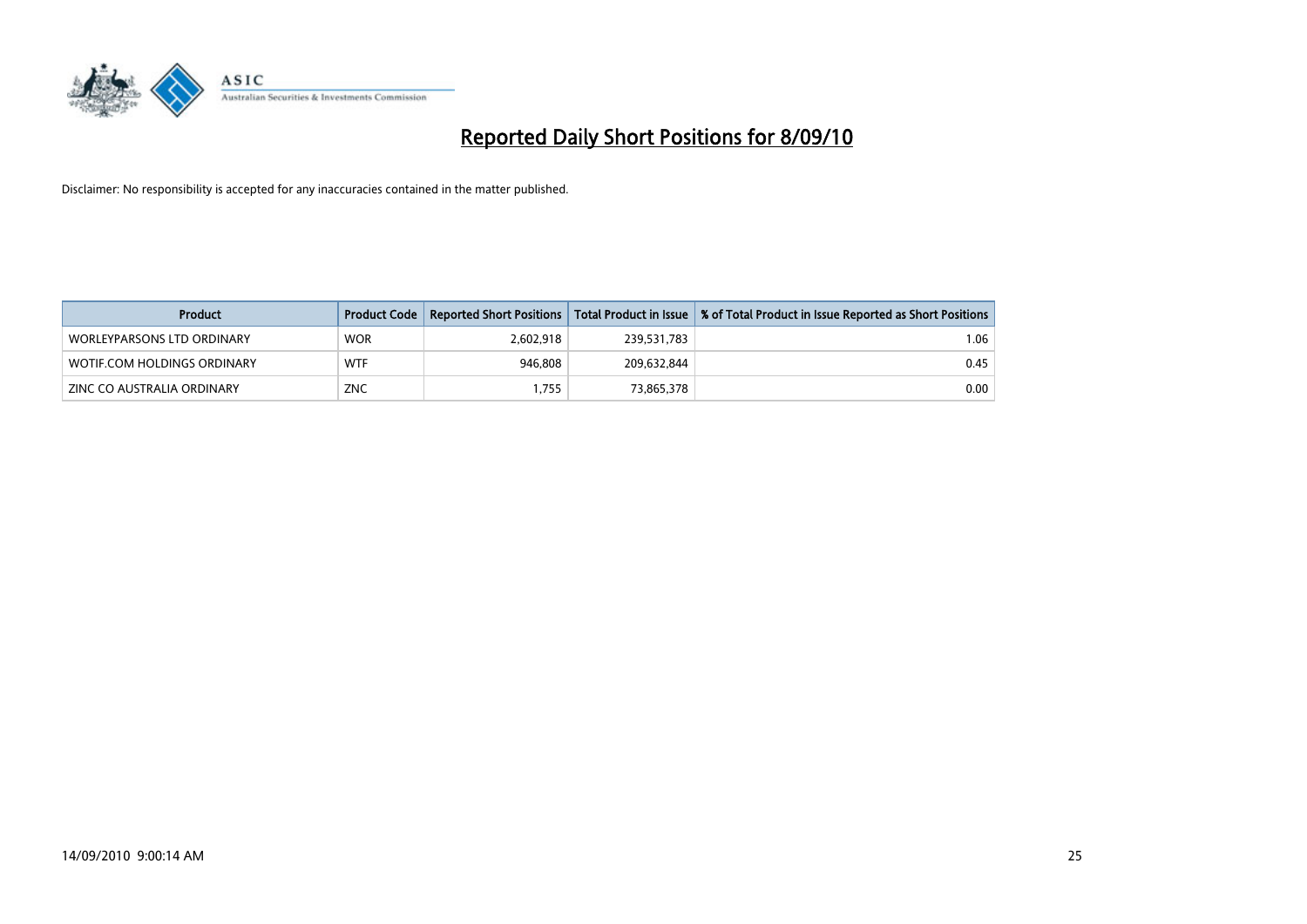# Reported Daily Short Positions for 8/09/10

Disclaimer: No responsibility is accepted for any inaccuracies contained in the matter published.

| Product | Product Code | Reported Short Positions | Total Product in Issue | % of Total Product in Issue Reported as Short Positions |
|---|---|---|---|---|
| WORLEYPARSONS LTD ORDINARY | WOR | 2,602,918 | 239,531,783 | 1.06 |
| WOTIF.COM HOLDINGS ORDINARY | WTF | 946,808 | 209,632,844 | 0.45 |
| ZINC CO AUSTRALIA ORDINARY | ZNC | 1,755 | 73,865,378 | 0.00 |

14/09/2010 9:00:14 AM